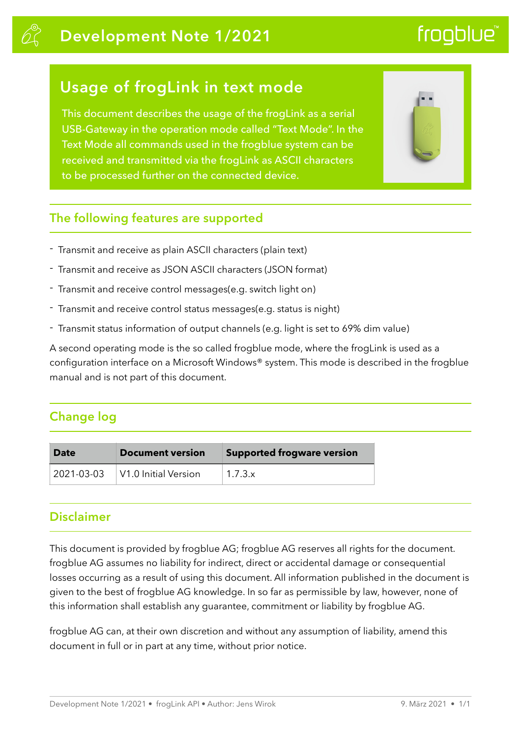# Development Note 1/2021

frogblue™

## Usage of frogLink in text mode

This document describes the usage of the frogLink as a serial USB-Gateway in the operation mode called "Text Mode". In the Text Mode all commands used in the frogblue system can be received and transmitted via the frogLink as ASCII characters to be processed further on the connected device.

## The following features are supported

- Transmit and receive as plain ASCII characters (plain text)
- Transmit and receive as JSON ASCII characters (JSON format)
- Transmit and receive control messages(e.g. switch light on)
- Transmit and receive control status messages(e.g. status is night)
- Transmit status information of output channels (e.g. light is set to 69% dim value)

A second operating mode is the so called frogblue mode, where the frogLink is used as a configuration interface on a Microsoft Windows® system. This mode is described in the frogblue manual and is not part of this document.

## Change log

| Date | Document version | Supported frogware version |
|---|---|---|
| 2021-03-03 | V1.0 Initial Version | 1.7.3.x |

## Disclaimer

This document is provided by frogblue AG; frogblue AG reserves all rights for the document. frogblue AG assumes no liability for indirect, direct or accidental damage or consequential losses occurring as a result of using this document. All information published in the document is given to the best of frogblue AG knowledge. In so far as permissible by law, however, none of this information shall establish any guarantee, commitment or liability by frogblue AG.

frogblue AG can, at their own discretion and without any assumption of liability, amend this document in full or in part at any time, without prior notice.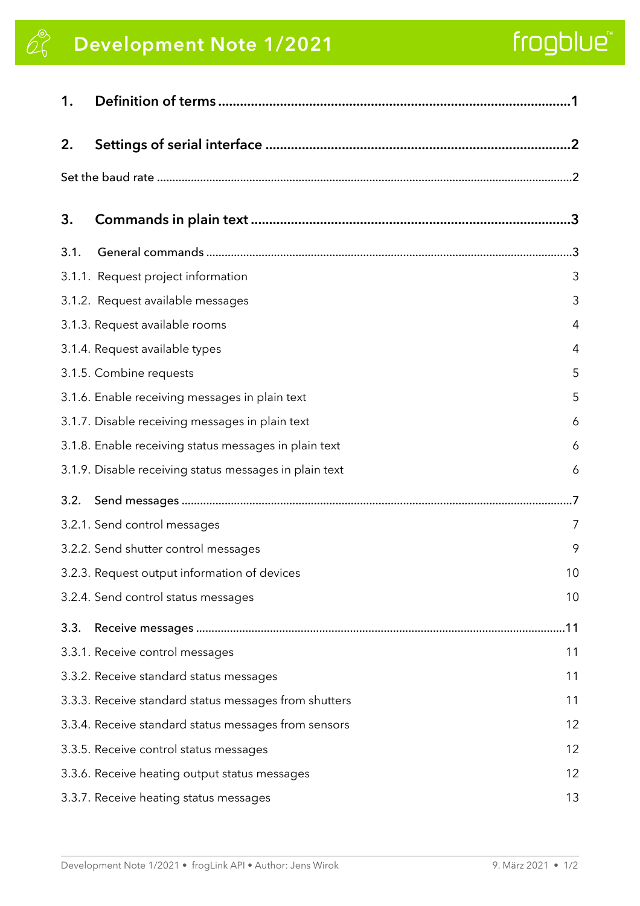| | |
|---|---|
| **1. Definition of terms** | **1** |
| **2. Settings of serial interface** | **2** |
| Set the baud rate | 2 |
| **3. Commands in plain text** | **3** |
| 3.1. General commands | 3 |
| 3.1.1. Request project information | 3 |
| 3.1.2. Request available messages | 3 |
| 3.1.3. Request available rooms | 4 |
| 3.1.4. Request available types | 4 |
| 3.1.5. Combine requests | 5 |
| 3.1.6. Enable receiving messages in plain text | 5 |
| 3.1.7. Disable receiving messages in plain text | 6 |
| 3.1.8. Enable receiving status messages in plain text | 6 |
| 3.1.9. Disable receiving status messages in plain text | 6 |
| 3.2. Send messages | 7 |
| 3.2.1. Send control messages | 7 |
| 3.2.2. Send shutter control messages | 9 |
| 3.2.3. Request output information of devices | 10 |
| 3.2.4. Send control status messages | 10 |
| 3.3. Receive messages | 11 |
| 3.3.1. Receive control messages | 11 |
| 3.3.2. Receive standard status messages | 11 |
| 3.3.3. Receive standard status messages from shutters | 11 |
| 3.3.4. Receive standard status messages from sensors | 12 |
| 3.3.5. Receive control status messages | 12 |
| 3.3.6. Receive heating output status messages | 12 |
| 3.3.7. Receive heating status messages | 13 |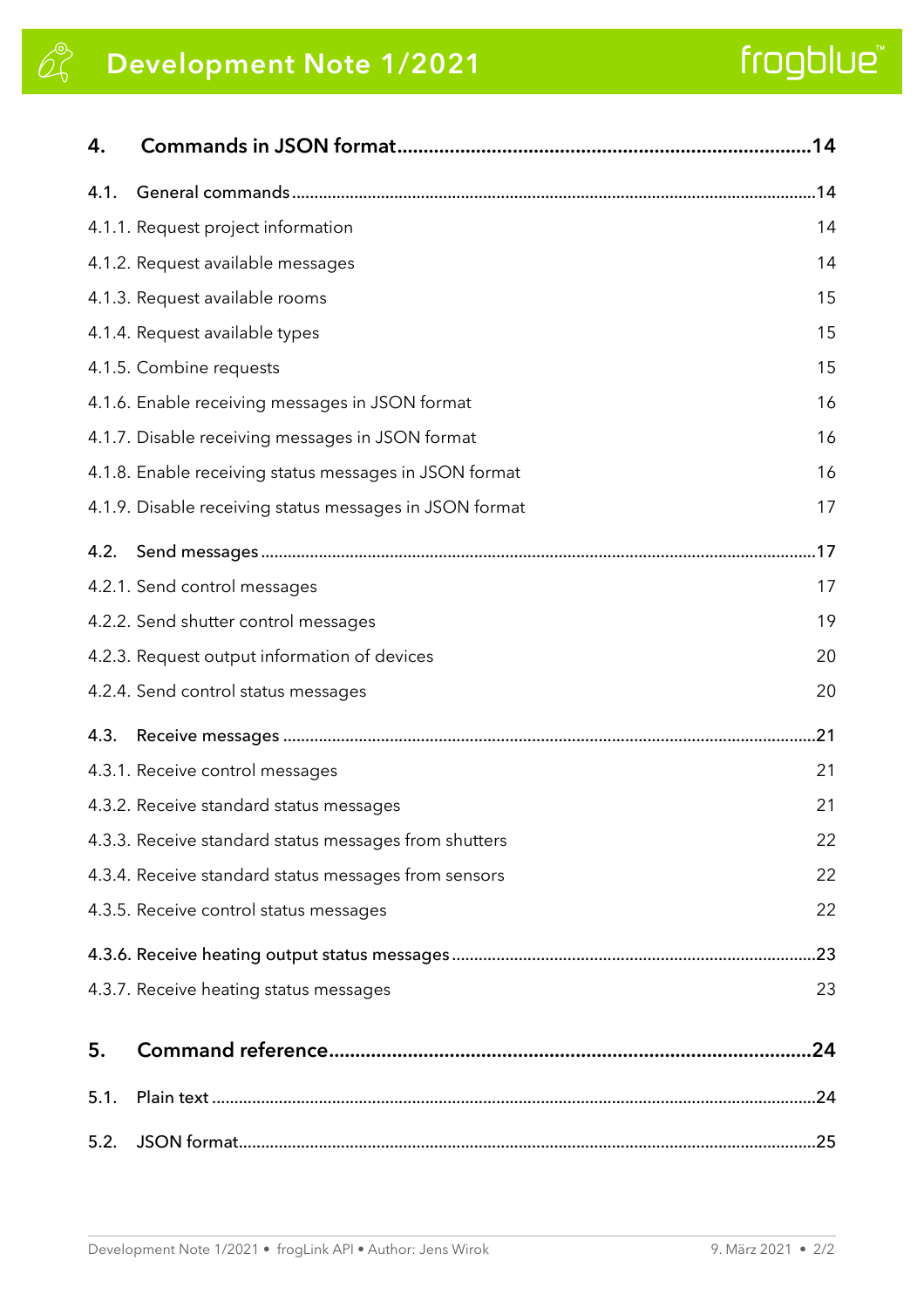| | | |
|---|---|---|
| **4.** | **Commands in JSON format** | **14** |
| 4.1. | General commands | 14 |
| 4.1.1. | Request project information | 14 |
| 4.1.2. | Request available messages | 14 |
| 4.1.3. | Request available rooms | 15 |
| 4.1.4. | Request available types | 15 |
| 4.1.5. | Combine requests | 15 |
| 4.1.6. | Enable receiving messages in JSON format | 16 |
| 4.1.7. | Disable receiving messages in JSON format | 16 |
| 4.1.8. | Enable receiving status messages in JSON format | 16 |
| 4.1.9. | Disable receiving status messages in JSON format | 17 |
| 4.2. | Send messages | 17 |
| 4.2.1. | Send control messages | 17 |
| 4.2.2. | Send shutter control messages | 19 |
| 4.2.3. | Request output information of devices | 20 |
| 4.2.4. | Send control status messages | 20 |
| 4.3. | Receive messages | 21 |
| 4.3.1. | Receive control messages | 21 |
| 4.3.2. | Receive standard status messages | 21 |
| 4.3.3. | Receive standard status messages from shutters | 22 |
| 4.3.4. | Receive standard status messages from sensors | 22 |
| 4.3.5. | Receive control status messages | 22 |
| 4.3.6. | Receive heating output status messages | 23 |
| 4.3.7. | Receive heating status messages | 23 |
| **5.** | **Command reference** | **24** |
| 5.1. | Plain text | 24 |
| 5.2. | JSON format | 25 |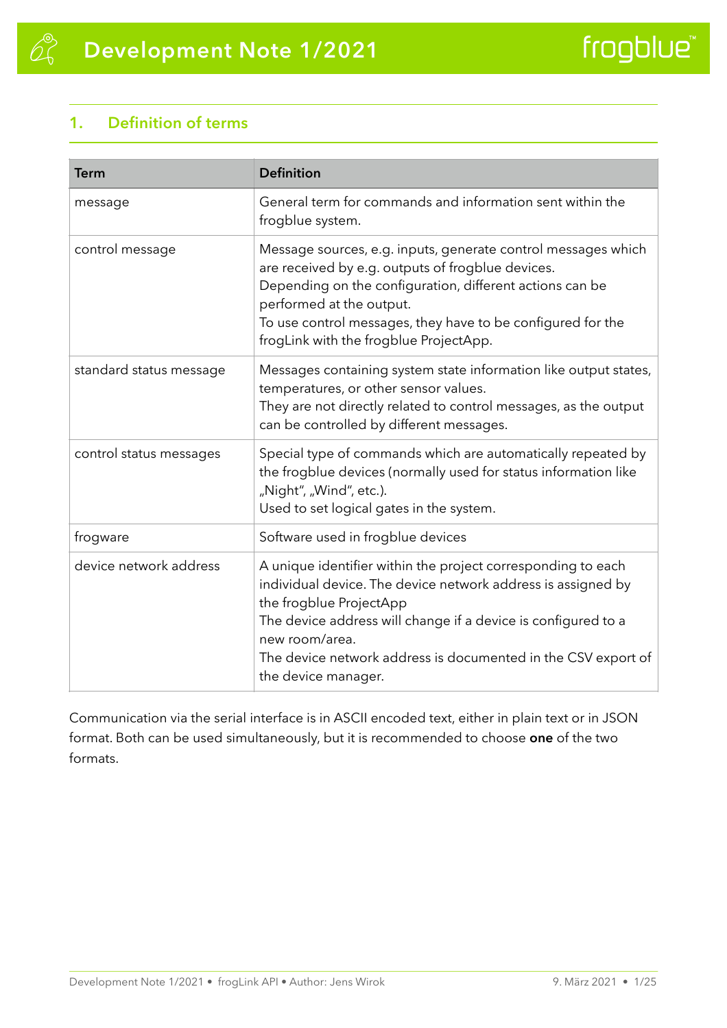## 1. Definition of terms

| Term | Definition |
| --- | --- |
| message | General term for commands and information sent within the frogblue system. |
| control message | Message sources, e.g. inputs, generate control messages which are received by e.g. outputs of frogblue devices.<br>Depending on the configuration, different actions can be performed at the output.<br>To use control messages, they have to be configured for the frogLink with the frogblue ProjectApp. |
| standard status message | Messages containing system state information like output states, temperatures, or other sensor values.<br>They are not directly related to control messages, as the output can be controlled by different messages. |
| control status messages | Special type of commands which are automatically repeated by the frogblue devices (normally used for status information like „Night", „Wind", etc.).<br>Used to set logical gates in the system. |
| frogware | Software used in frogblue devices |
| device network address | A unique identifier within the project corresponding to each individual device. The device network address is assigned by the frogblue ProjectApp<br>The device address will change if a device is configured to a new room/area.<br>The device network address is documented in the CSV export of the device manager. |

Communication via the serial interface is in ASCII encoded text, either in plain text or in JSON format. Both can be used simultaneously, but it is recommended to choose **one** of the two formats.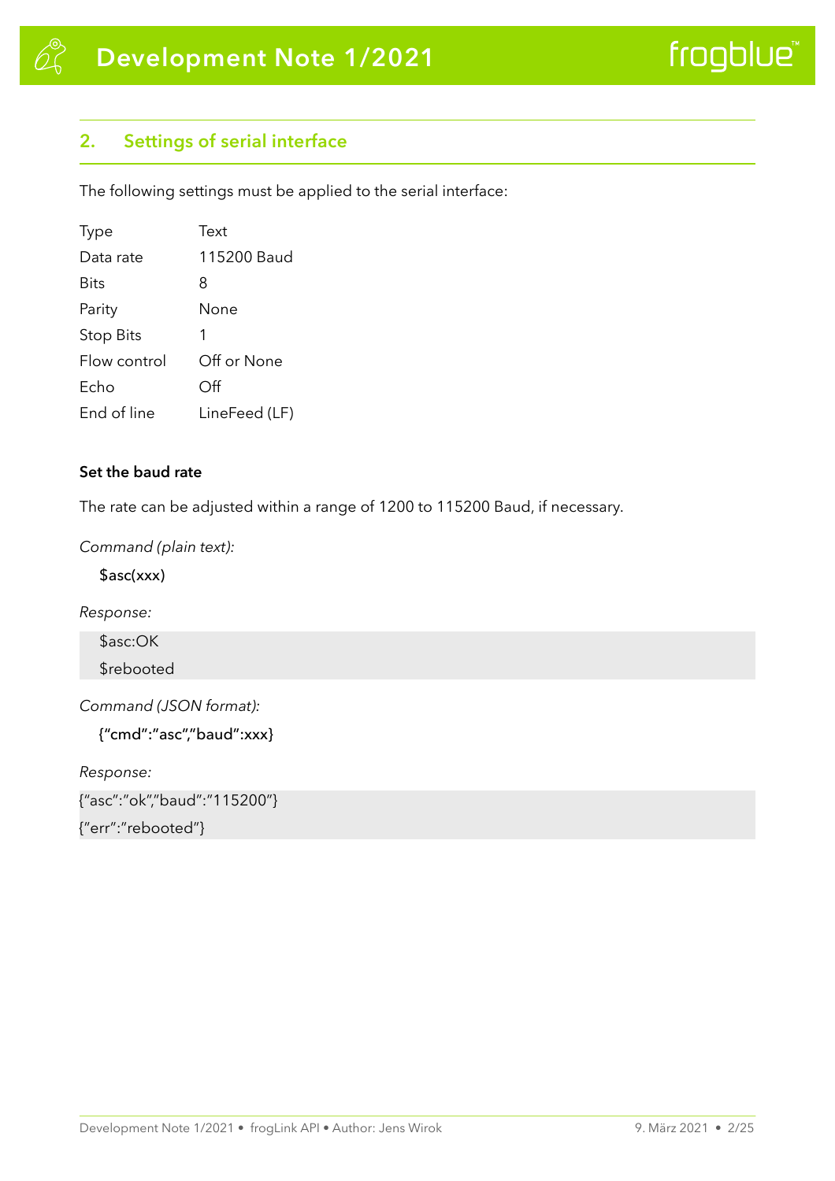## 2. Settings of serial interface

The following settings must be applied to the serial interface:

| | |
|---|---|
| Type | Text |
| Data rate | 115200 Baud |
| Bits | 8 |
| Parity | None |
| Stop Bits | 1 |
| Flow control | Off or None |
| Echo | Off |
| End of line | LineFeed (LF) |

**Set the baud rate**

The rate can be adjusted within a range of 1200 to 115200 Baud, if necessary.

*Command (plain text):*

```
$asc(xxx)
```

*Response:*

```
$asc:OK
$rebooted
```

*Command (JSON format):*

```
{"cmd":"asc","baud":xxx}
```

*Response:*

```
{"asc":"ok","baud":"115200"}
{"err":"rebooted"}
```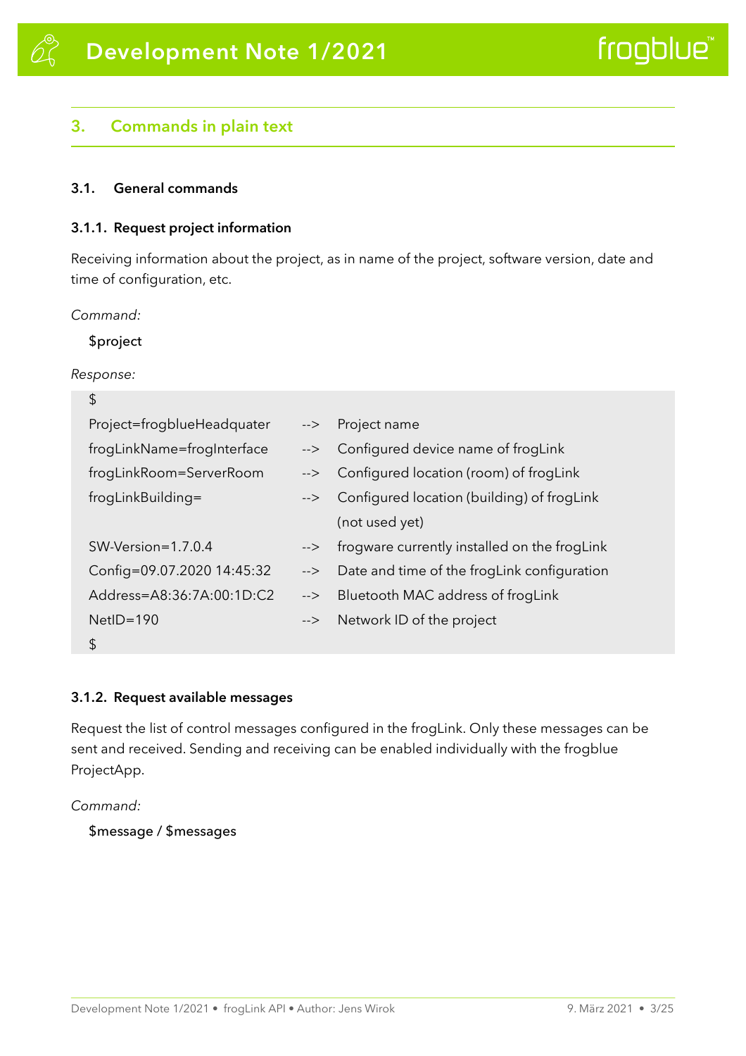## 3. Commands in plain text

### 3.1. General commands

#### 3.1.1. Request project information

Receiving information about the project, as in name of the project, software version, date and time of configuration, etc.

*Command:*

```
$project
```

*Response:*

```
$
Project=frogblueHeadquater       -->  Project name
frogLinkName=frogInterface       -->  Configured device name of frogLink
frogLinkRoom=ServerRoom          -->  Configured location (room) of frogLink
frogLinkBuilding=                -->  Configured location (building) of frogLink
                                      (not used yet)
SW-Version=1.7.0.4               -->  frogware currently installed on the frogLink
Config=09.07.2020 14:45:32       -->  Date and time of the frogLink configuration
Address=A8:36:7A:00:1D:C2        -->  Bluetooth MAC address of frogLink
NetID=190                        -->  Network ID of the project
$
```

#### 3.1.2. Request available messages

Request the list of control messages configured in the frogLink. Only these messages can be sent and received. Sending and receiving can be enabled individually with the frogblue ProjectApp.

*Command:*

```
$message / $messages
```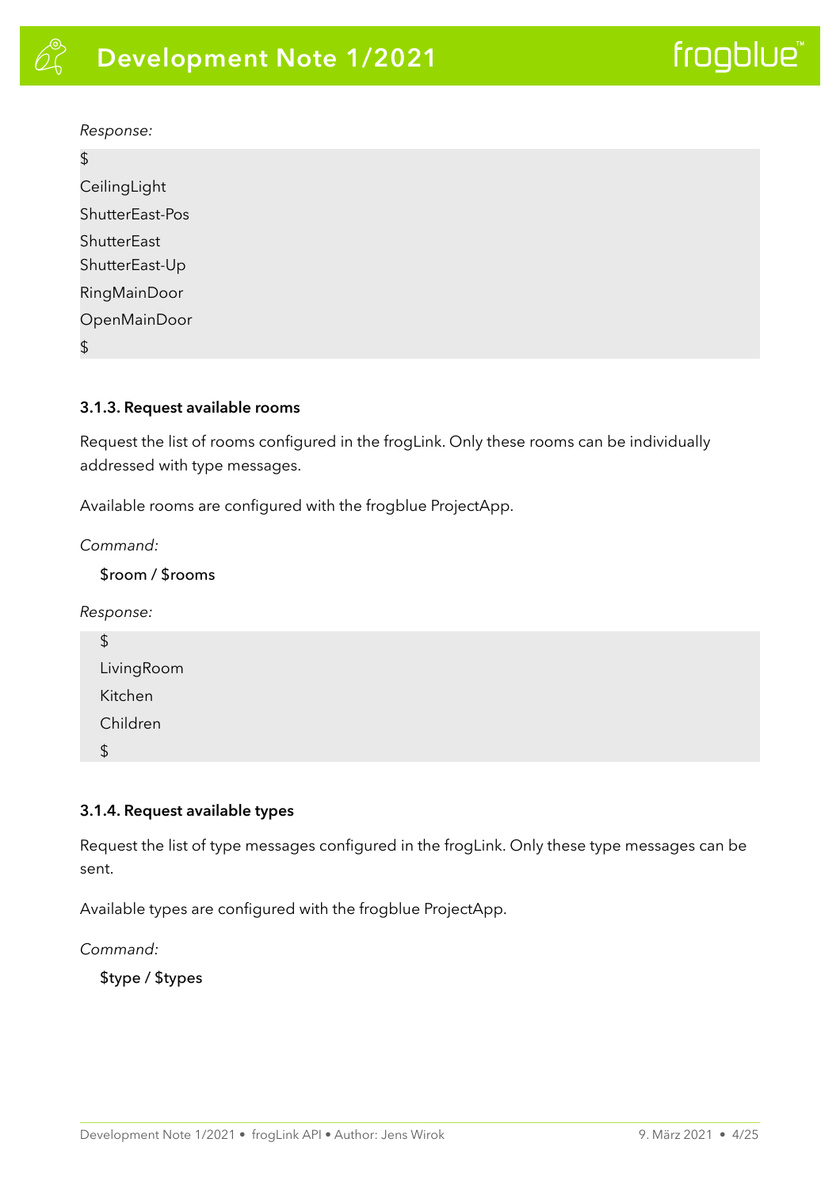*Response:*

```
$
CeilingLight
ShutterEast-Pos
ShutterEast
ShutterEast-Up
RingMainDoor
OpenMainDoor
$
```

#### 3.1.3. Request available rooms

Request the list of rooms configured in the frogLink. Only these rooms can be individually addressed with type messages.

Available rooms are configured with the frogblue ProjectApp.

*Command:*

$room / $rooms

*Response:*

```
$
LivingRoom
Kitchen
Children
$
```

#### 3.1.4. Request available types

Request the list of type messages configured in the frogLink. Only these type messages can be sent.

Available types are configured with the frogblue ProjectApp.

*Command:*

$type / $types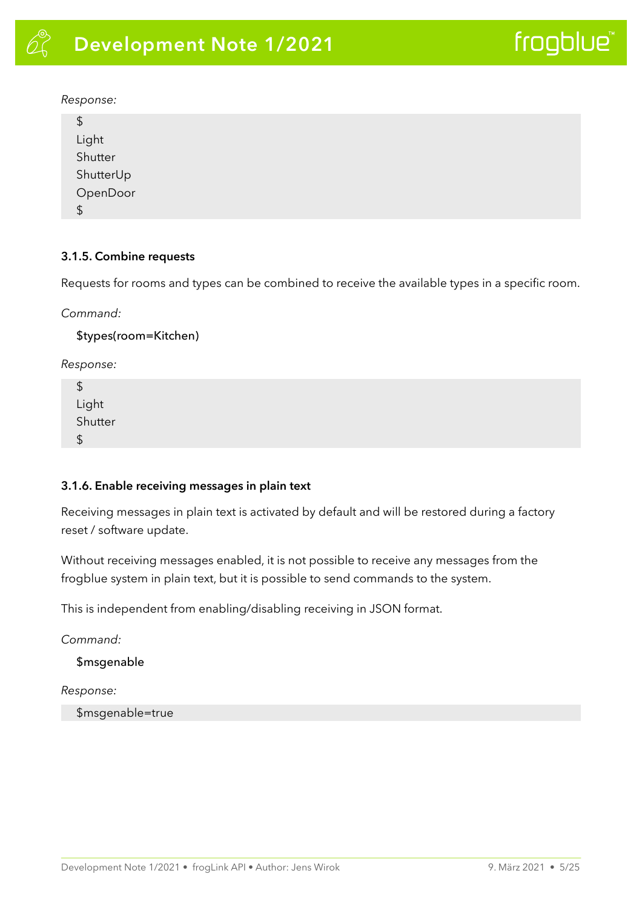*Response:*

```
$
Light
Shutter
ShutterUp
OpenDoor
$
```

### 3.1.5. Combine requests

Requests for rooms and types can be combined to receive the available types in a specific room.

*Command:*

```
$types(room=Kitchen)
```

*Response:*

```
$
Light
Shutter
$
```

### 3.1.6. Enable receiving messages in plain text

Receiving messages in plain text is activated by default and will be restored during a factory reset / software update.

Without receiving messages enabled, it is not possible to receive any messages from the frogblue system in plain text, but it is possible to send commands to the system.

This is independent from enabling/disabling receiving in JSON format.

*Command:*

```
$msgenable
```

*Response:*

```
$msgenable=true
```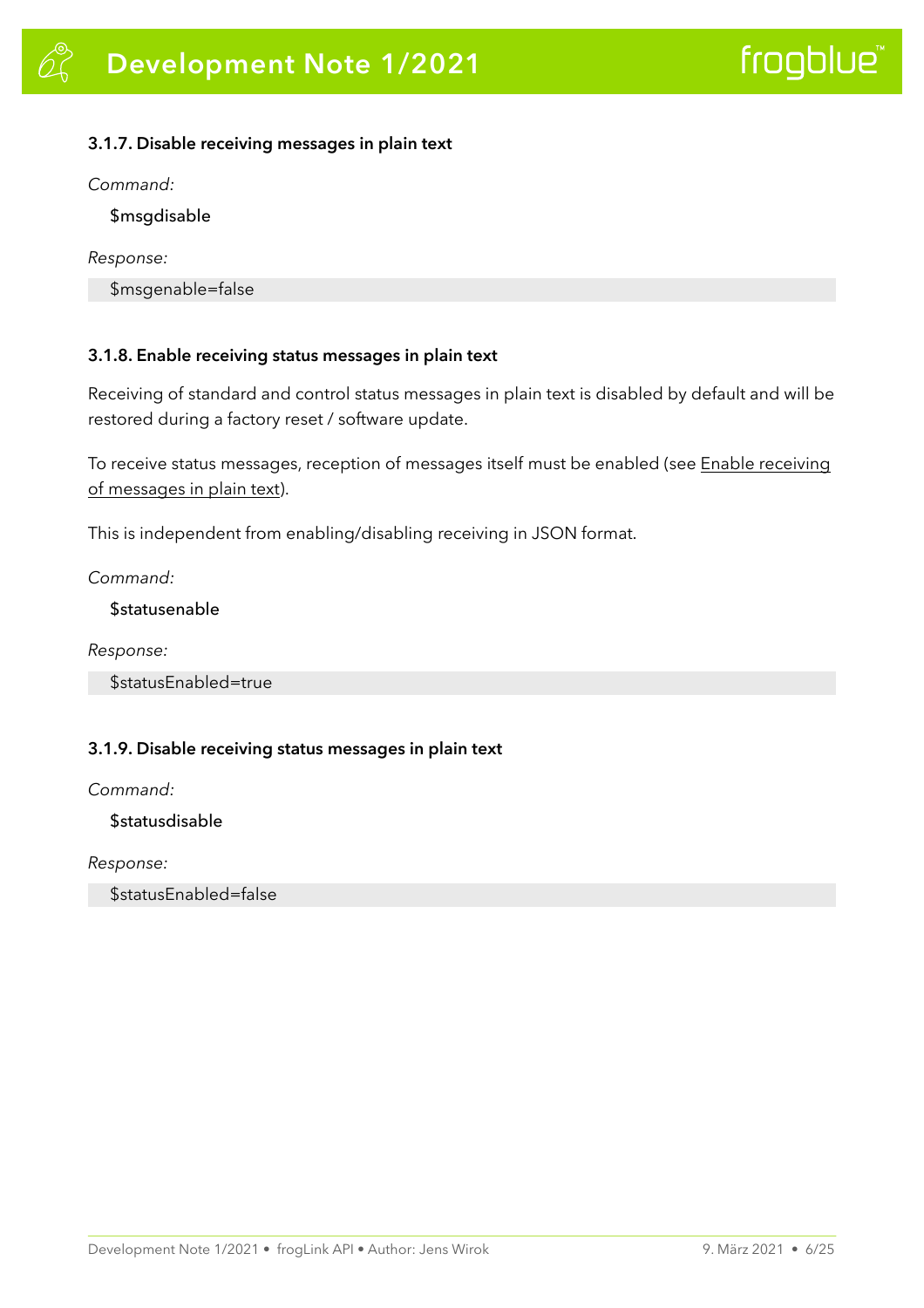### 3.1.7. Disable receiving messages in plain text

*Command:*

```
$msgdisable
```

*Response:*

```
$msgenable=false
```

### 3.1.8. Enable receiving status messages in plain text

Receiving of standard and control status messages in plain text is disabled by default and will be restored during a factory reset / software update.

To receive status messages, reception of messages itself must be enabled (see Enable receiving of messages in plain text).

This is independent from enabling/disabling receiving in JSON format.

*Command:*

```
$statusenable
```

*Response:*

```
$statusEnabled=true
```

### 3.1.9. Disable receiving status messages in plain text

*Command:*

```
$statusdisable
```

*Response:*

```
$statusEnabled=false
```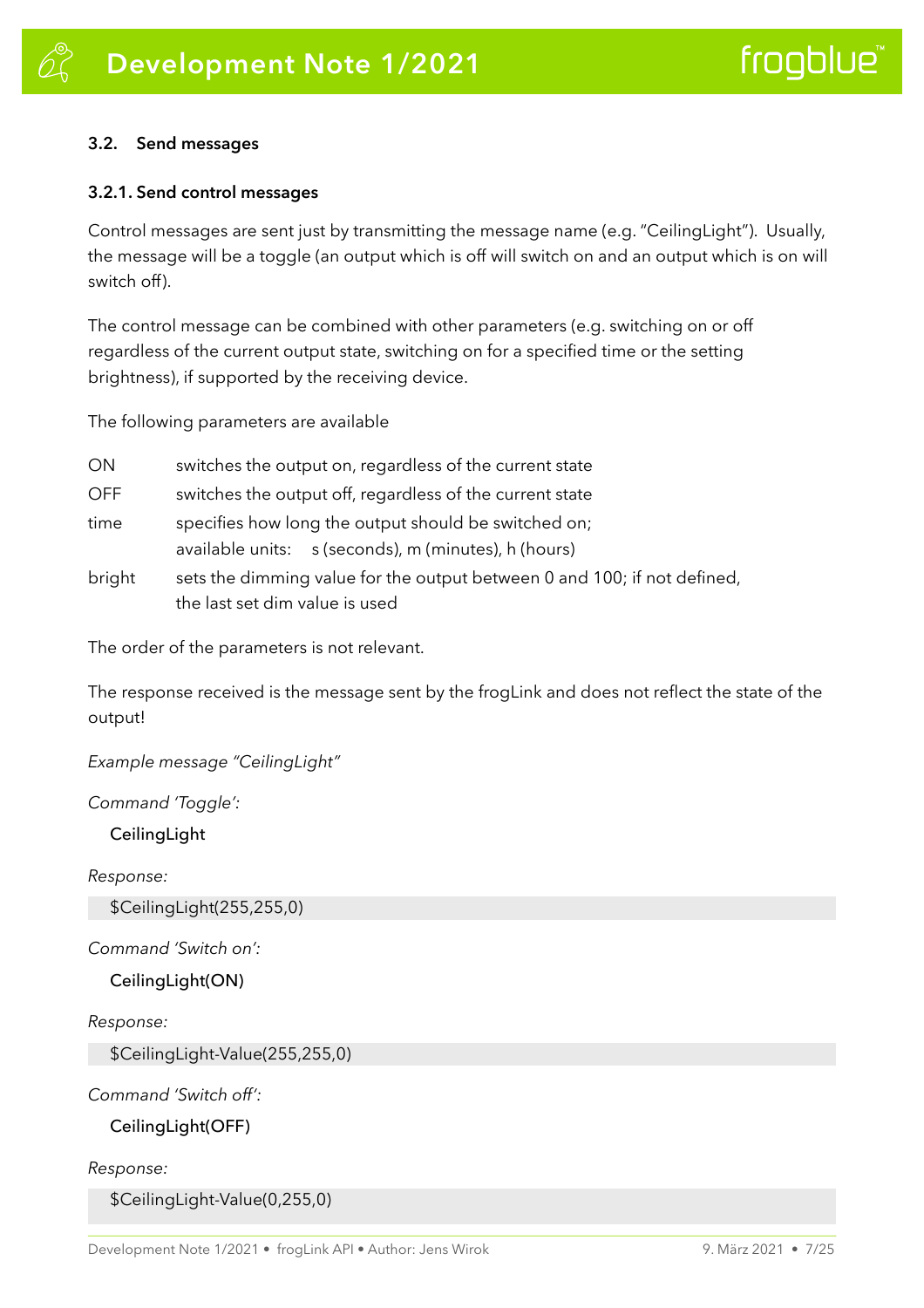### 3.2. Send messages

#### 3.2.1. Send control messages

Control messages are sent just by transmitting the message name (e.g. "CeilingLight"). Usually, the message will be a toggle (an output which is off will switch on and an output which is on will switch off).

The control message can be combined with other parameters (e.g. switching on or off regardless of the current output state, switching on for a specified time or the setting brightness), if supported by the receiving device.

The following parameters are available

| | |
|---|---|
| ON | switches the output on, regardless of the current state |
| OFF | switches the output off, regardless of the current state |
| time | specifies how long the output should be switched on;<br>available units: s (seconds), m (minutes), h (hours) |
| bright | sets the dimming value for the output between 0 and 100; if not defined, the last set dim value is used |

The order of the parameters is not relevant.

The response received is the message sent by the frogLink and does not reflect the state of the output!

*Example message "CeilingLight"*

*Command 'Toggle':*

```
CeilingLight
```

*Response:*

```
$CeilingLight(255,255,0)
```

*Command 'Switch on':*

```
CeilingLight(ON)
```

*Response:*

```
$CeilingLight-Value(255,255,0)
```

*Command 'Switch off':*

```
CeilingLight(OFF)
```

*Response:*

```
$CeilingLight-Value(0,255,0)
```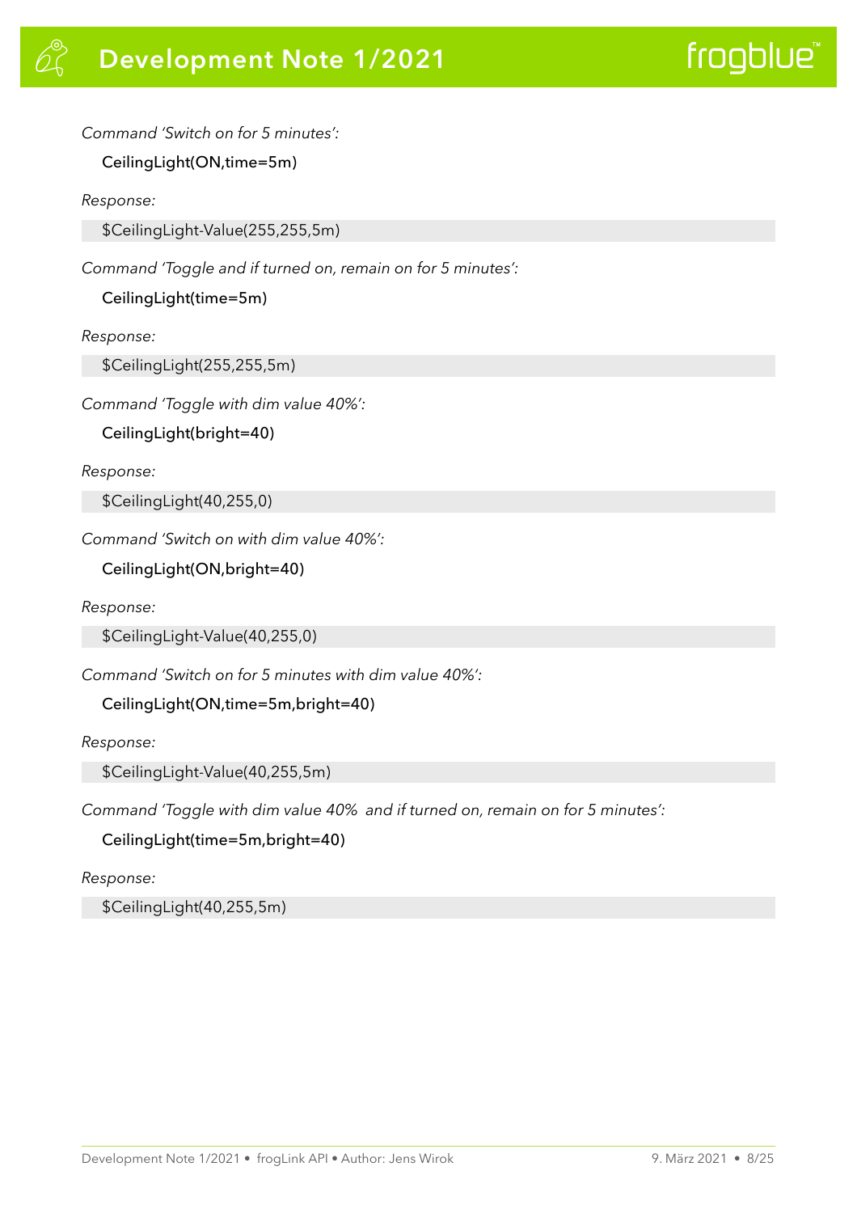*Command 'Switch on for 5 minutes':*

CeilingLight(ON,time=5m)

*Response:*

```
$CeilingLight-Value(255,255,5m)
```

*Command 'Toggle and if turned on, remain on for 5 minutes':*

CeilingLight(time=5m)

*Response:*

```
$CeilingLight(255,255,5m)
```

*Command 'Toggle with dim value 40%':*

CeilingLight(bright=40)

*Response:*

```
$CeilingLight(40,255,0)
```

*Command 'Switch on with dim value 40%':*

CeilingLight(ON,bright=40)

*Response:*

```
$CeilingLight-Value(40,255,0)
```

*Command 'Switch on for 5 minutes with dim value 40%':*

CeilingLight(ON,time=5m,bright=40)

*Response:*

```
$CeilingLight-Value(40,255,5m)
```

*Command 'Toggle with dim value 40% and if turned on, remain on for 5 minutes':*

CeilingLight(time=5m,bright=40)

*Response:*

```
$CeilingLight(40,255,5m)
```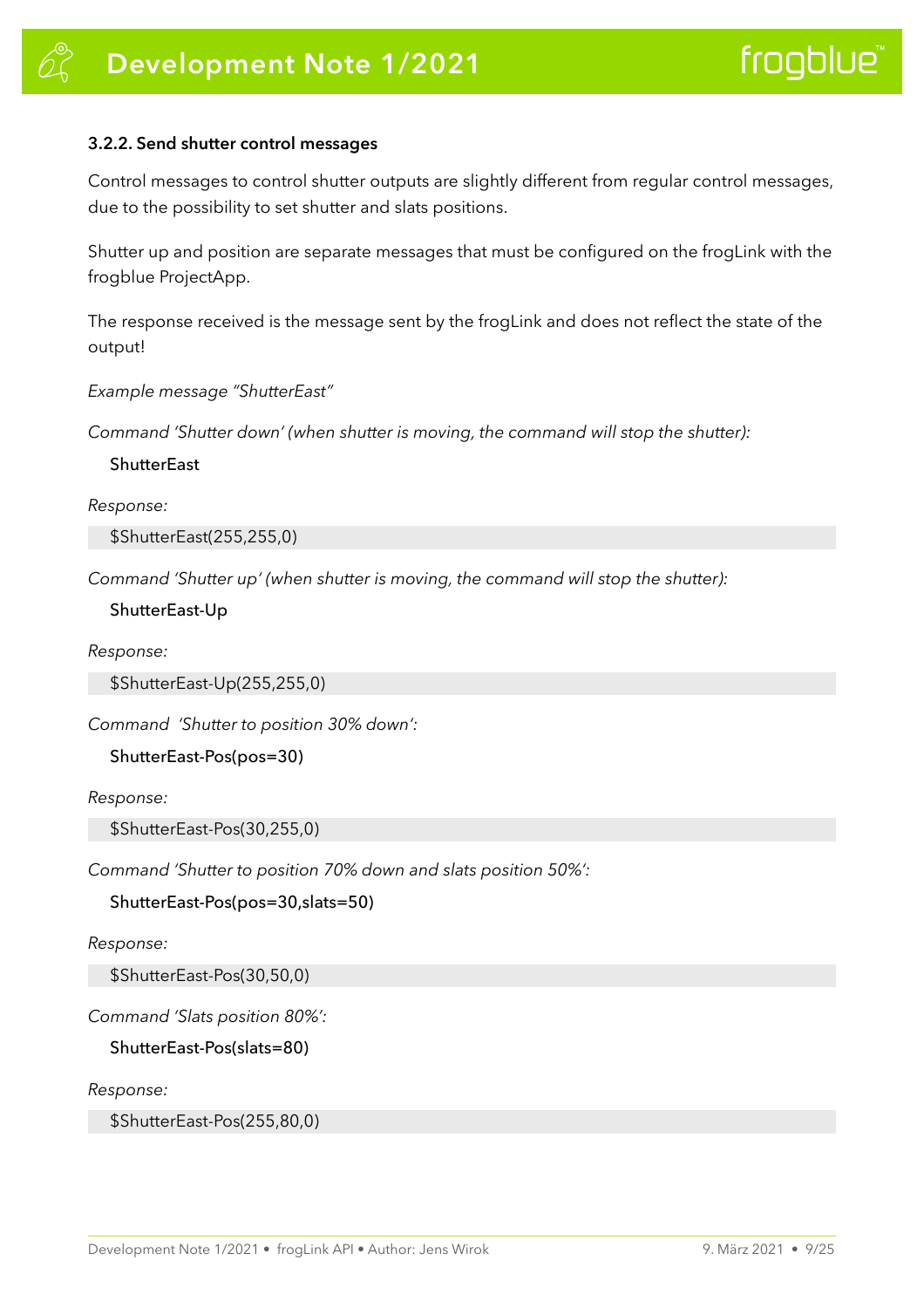### 3.2.2. Send shutter control messages

Control messages to control shutter outputs are slightly different from regular control messages, due to the possibility to set shutter and slats positions.

Shutter up and position are separate messages that must be configured on the frogLink with the frogblue ProjectApp.

The response received is the message sent by the frogLink and does not reflect the state of the output!

*Example message "ShutterEast"*

*Command 'Shutter down' (when shutter is moving, the command will stop the shutter):*

ShutterEast

*Response:*

```
$ShutterEast(255,255,0)
```

*Command 'Shutter up' (when shutter is moving, the command will stop the shutter):*

ShutterEast-Up

*Response:*

```
$ShutterEast-Up(255,255,0)
```

*Command 'Shutter to position 30% down':*

ShutterEast-Pos(pos=30)

*Response:*

```
$ShutterEast-Pos(30,255,0)
```

*Command 'Shutter to position 70% down and slats position 50%':*

ShutterEast-Pos(pos=30,slats=50)

*Response:*

```
$ShutterEast-Pos(30,50,0)
```

*Command 'Slats position 80%':*

ShutterEast-Pos(slats=80)

*Response:*

```
$ShutterEast-Pos(255,80,0)
```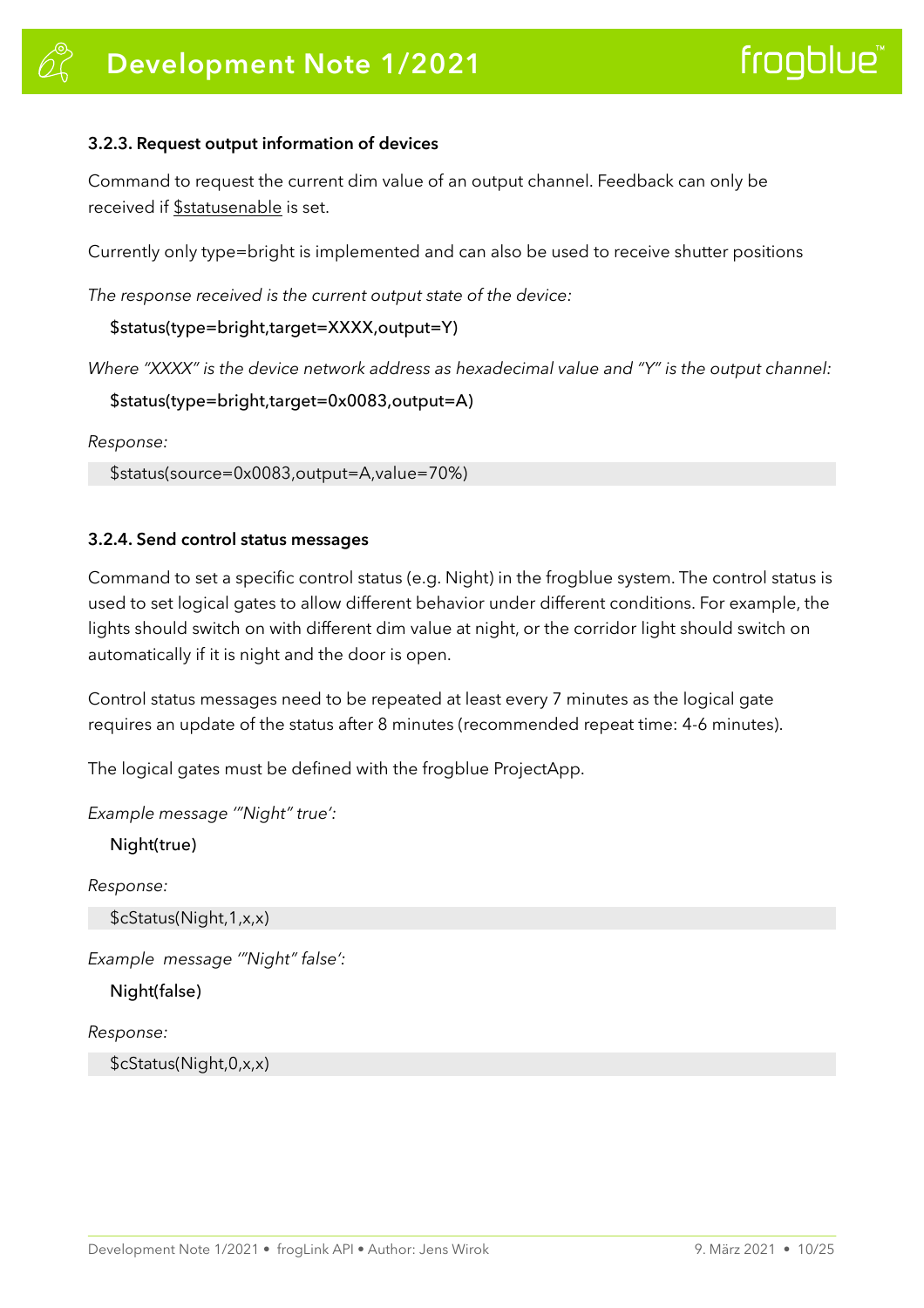### 3.2.3. Request output information of devices

Command to request the current dim value of an output channel. Feedback can only be received if $statusenable is set.

Currently only type=bright is implemented and can also be used to receive shutter positions

*The response received is the current output state of the device:*

```
$status(type=bright,target=XXXX,output=Y)
```

*Where "XXXX" is the device network address as hexadecimal value and "Y" is the output channel:*

```
$status(type=bright,target=0x0083,output=A)
```

*Response:*

```
$status(source=0x0083,output=A,value=70%)
```

### 3.2.4. Send control status messages

Command to set a specific control status (e.g. Night) in the frogblue system. The control status is used to set logical gates to allow different behavior under different conditions. For example, the lights should switch on with different dim value at night, or the corridor light should switch on automatically if it is night and the door is open.

Control status messages need to be repeated at least every 7 minutes as the logical gate requires an update of the status after 8 minutes (recommended repeat time: 4-6 minutes).

The logical gates must be defined with the frogblue ProjectApp.

*Example message '"Night" true':*

```
Night(true)
```

*Response:*

```
$cStatus(Night,1,x,x)
```

*Example message '"Night" false':*

```
Night(false)
```

*Response:*

```
$cStatus(Night,0,x,x)
```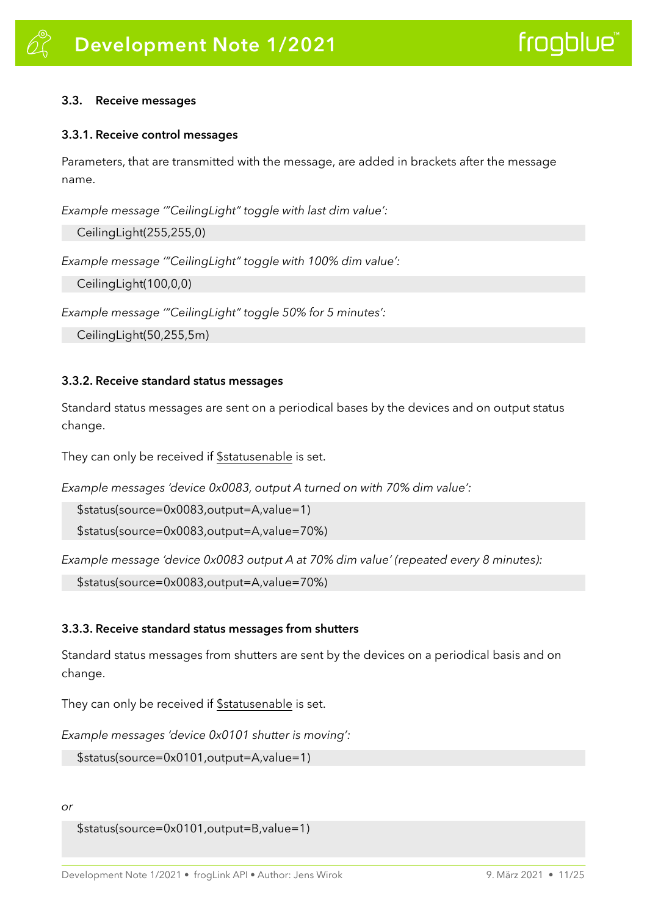### 3.3. Receive messages

#### 3.3.1. Receive control messages

Parameters, that are transmitted with the message, are added in brackets after the message name.

*Example message '"CeilingLight" toggle with last dim value':*

```
CeilingLight(255,255,0)
```

*Example message '"CeilingLight" toggle with 100% dim value':*

```
CeilingLight(100,0,0)
```

*Example message '"CeilingLight" toggle 50% for 5 minutes':*

```
CeilingLight(50,255,5m)
```

#### 3.3.2. Receive standard status messages

Standard status messages are sent on a periodical bases by the devices and on output status change.

They can only be received if $statusenable is set.

*Example messages 'device 0x0083, output A turned on with 70% dim value':*

```
$status(source=0x0083,output=A,value=1)
$status(source=0x0083,output=A,value=70%)
```

*Example message 'device 0x0083 output A at 70% dim value' (repeated every 8 minutes):*

```
$status(source=0x0083,output=A,value=70%)
```

#### 3.3.3. Receive standard status messages from shutters

Standard status messages from shutters are sent by the devices on a periodical basis and on change.

They can only be received if $statusenable is set.

*Example messages 'device 0x0101 shutter is moving':*

```
$status(source=0x0101,output=A,value=1)
```

*or*

```
$status(source=0x0101,output=B,value=1)
```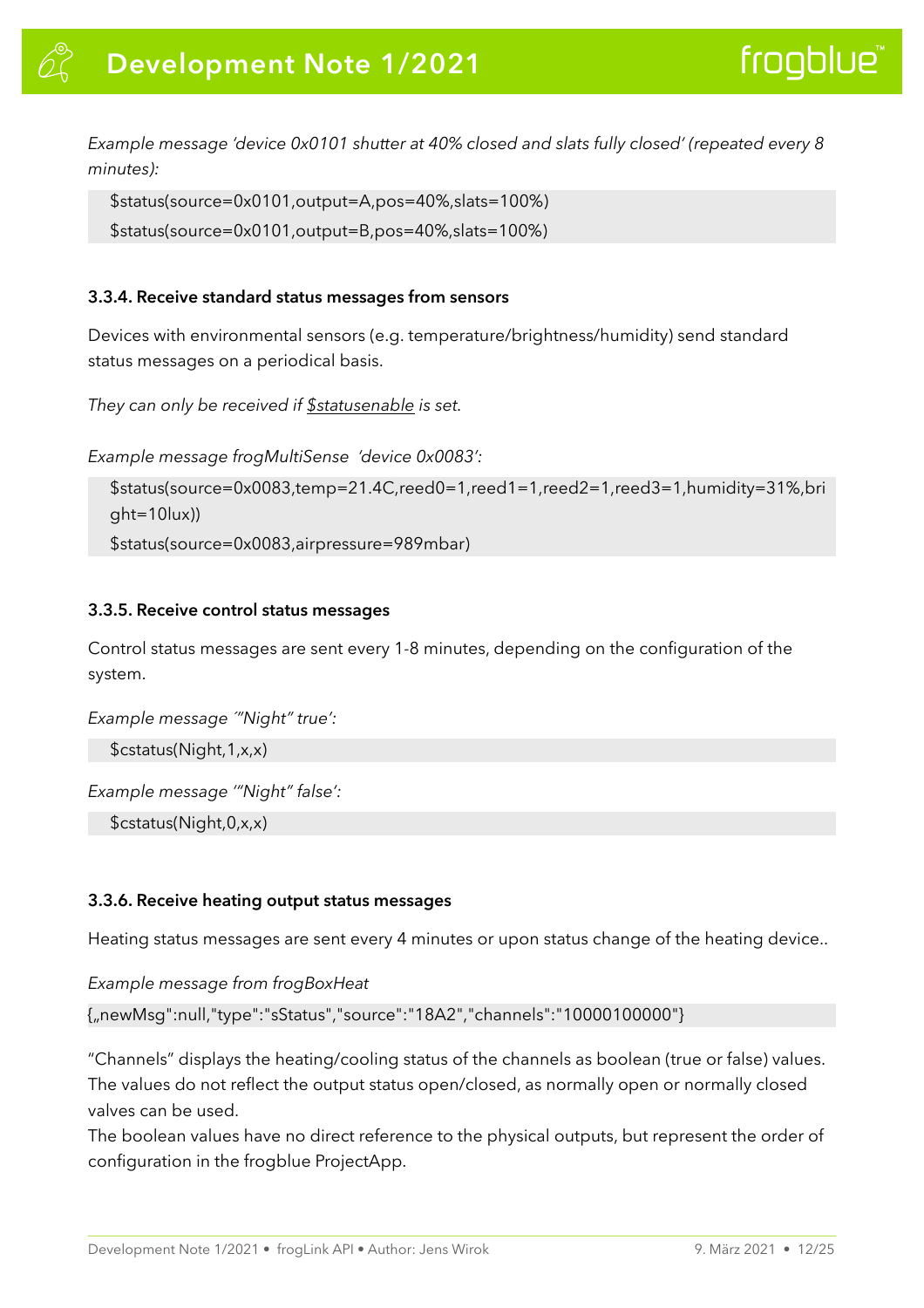*Example message 'device 0x0101 shutter at 40% closed and slats fully closed' (repeated every 8 minutes):*

```
$status(source=0x0101,output=A,pos=40%,slats=100%)
$status(source=0x0101,output=B,pos=40%,slats=100%)
```

### 3.3.4. Receive standard status messages from sensors

Devices with environmental sensors (e.g. temperature/brightness/humidity) send standard status messages on a periodical basis.

*They can only be received if $statusenable is set.*

*Example message frogMultiSense 'device 0x0083':*

```
$status(source=0x0083,temp=21.4C,reed0=1,reed1=1,reed2=1,reed3=1,humidity=31%,bright=10lux))
$status(source=0x0083,airpressure=989mbar)
```

### 3.3.5. Receive control status messages

Control status messages are sent every 1-8 minutes, depending on the configuration of the system.

*Example message ´"Night" true':*

```
$cstatus(Night,1,x,x)
```

*Example message ´"Night" false':*

```
$cstatus(Night,0,x,x)
```

### 3.3.6. Receive heating output status messages

Heating status messages are sent every 4 minutes or upon status change of the heating device..

*Example message from frogBoxHeat*

```
{„newMsg":null,"type":"sStatus","source":"18A2","channels":"10000100000"}
```

"Channels" displays the heating/cooling status of the channels as boolean (true or false) values. The values do not reflect the output status open/closed, as normally open or normally closed valves can be used.
The boolean values have no direct reference to the physical outputs, but represent the order of configuration in the frogblue ProjectApp.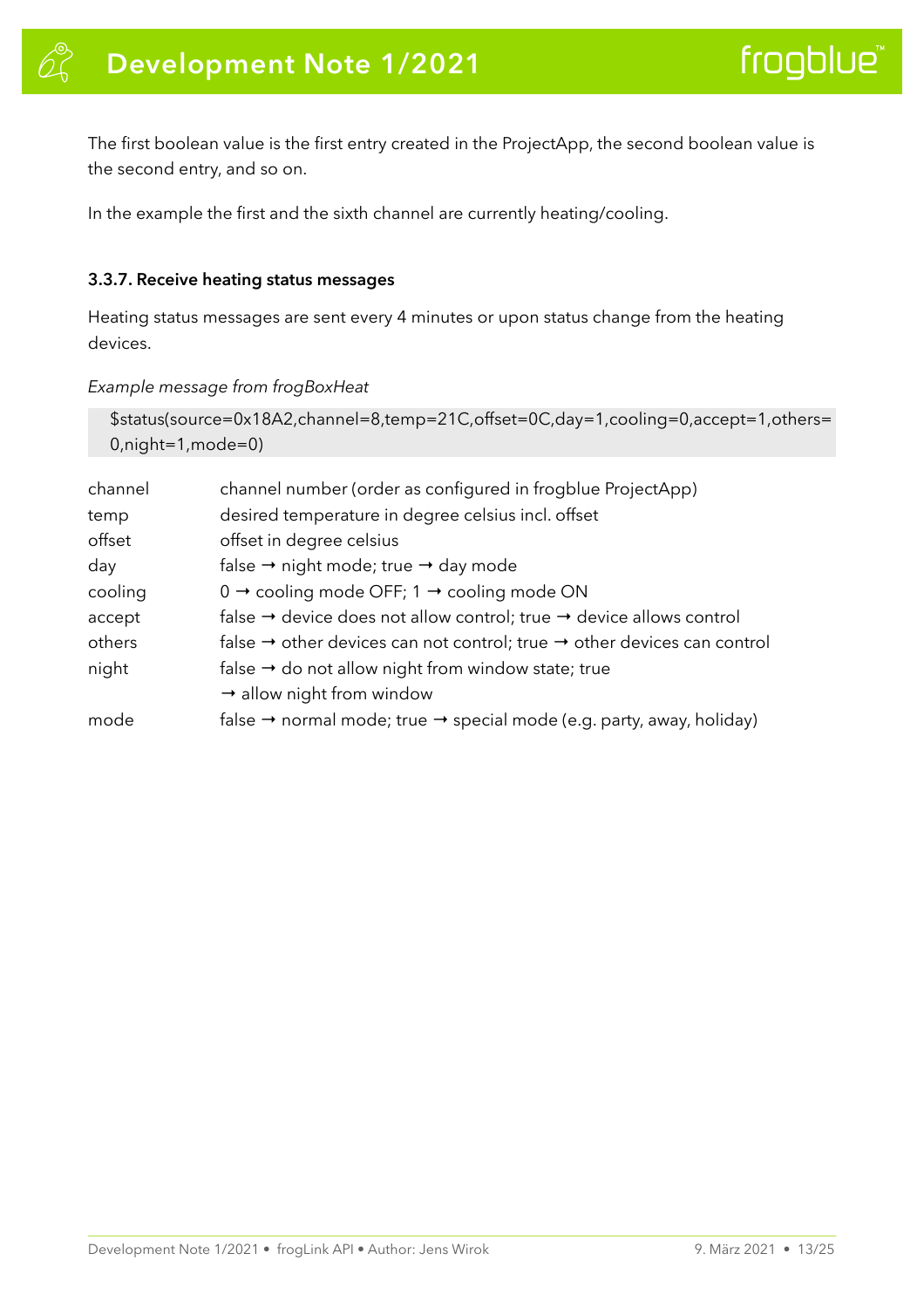The first boolean value is the first entry created in the ProjectApp, the second boolean value is the second entry, and so on.

In the example the first and the sixth channel are currently heating/cooling.

### 3.3.7. Receive heating status messages

Heating status messages are sent every 4 minutes or upon status change from the heating devices.

*Example message from frogBoxHeat*

```
$status(source=0x18A2,channel=8,temp=21C,offset=0C,day=1,cooling=0,accept=1,others=0,night=1,mode=0)
```

| | |
|---|---|
| channel | channel number (order as configured in frogblue ProjectApp) |
| temp | desired temperature in degree celsius incl. offset |
| offset | offset in degree celsius |
| day | false → night mode; true → day mode |
| cooling | 0 → cooling mode OFF; 1 → cooling mode ON |
| accept | false → device does not allow control; true → device allows control |
| others | false → other devices can not control; true → other devices can control |
| night | false → do not allow night from window state; true → allow night from window |
| mode | false → normal mode; true → special mode (e.g. party, away, holiday) |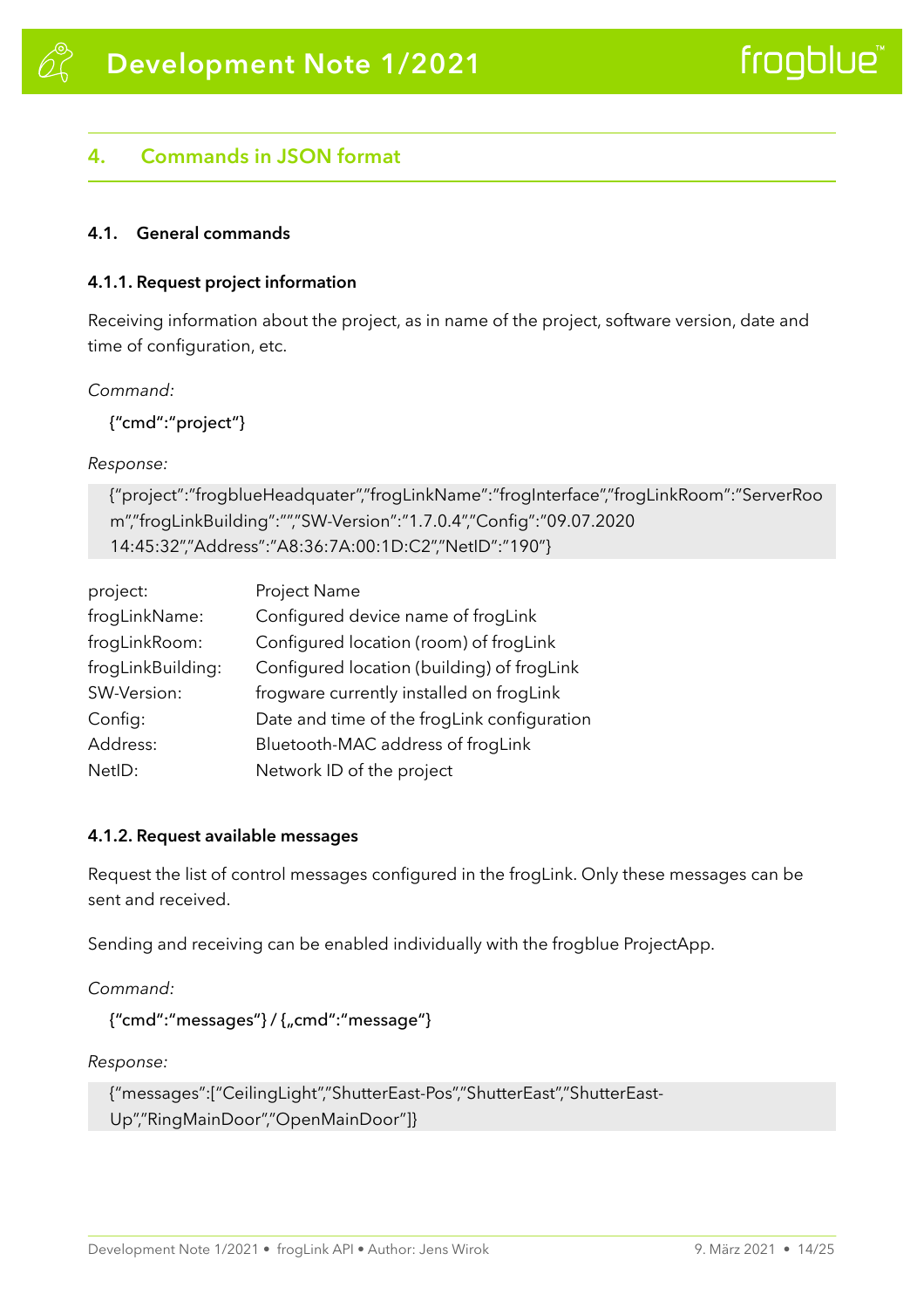## 4. Commands in JSON format

### 4.1. General commands

#### 4.1.1. Request project information

Receiving information about the project, as in name of the project, software version, date and time of configuration, etc.

*Command:*

```
{"cmd":"project"}
```

*Response:*

```
{"project":"frogblueHeadquater","frogLinkName":"frogInterface","frogLinkRoom":"ServerRoom","frogLinkBuilding":"","SW-Version":"1.7.0.4","Config":"09.07.2020 14:45:32","Address":"A8:36:7A:00:1D:C2","NetID":"190"}
```

| | |
|---|---|
| project: | Project Name |
| frogLinkName: | Configured device name of frogLink |
| frogLinkRoom: | Configured location (room) of frogLink |
| frogLinkBuilding: | Configured location (building) of frogLink |
| SW-Version: | frogware currently installed on frogLink |
| Config: | Date and time of the frogLink configuration |
| Address: | Bluetooth-MAC address of frogLink |
| NetID: | Network ID of the project |

#### 4.1.2. Request available messages

Request the list of control messages configured in the frogLink. Only these messages can be sent and received.

Sending and receiving can be enabled individually with the frogblue ProjectApp.

*Command:*

```
{"cmd":"messages"} / {„cmd":"message"}
```

*Response:*

```
{"messages":["CeilingLight","ShutterEast-Pos","ShutterEast","ShutterEast-Up","RingMainDoor","OpenMainDoor"]}
```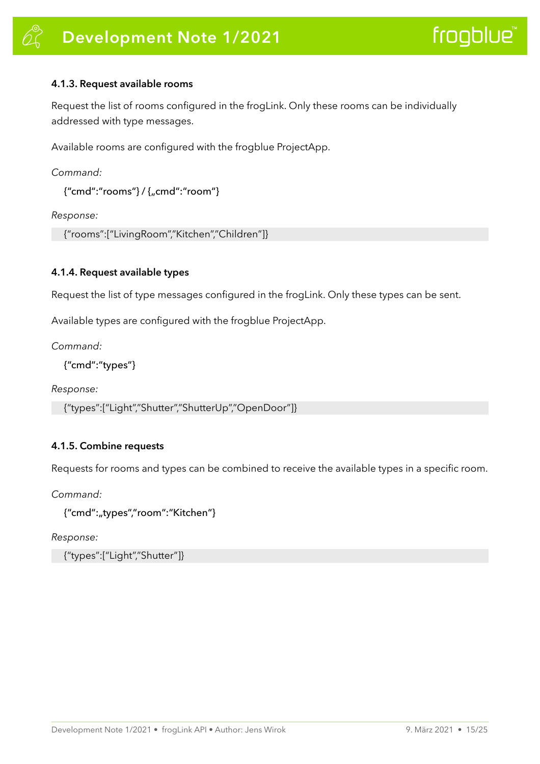#### 4.1.3. Request available rooms

Request the list of rooms configured in the frogLink. Only these rooms can be individually addressed with type messages.

Available rooms are configured with the frogblue ProjectApp.

*Command:*

{“cmd“:“rooms“} / {„cmd“:“room“}

*Response:*

```
{“rooms“:[“LivingRoom“,“Kitchen“,“Children“]}
```

#### 4.1.4. Request available types

Request the list of type messages configured in the frogLink. Only these types can be sent.

Available types are configured with the frogblue ProjectApp.

*Command:*

{“cmd“:“types“}

*Response:*

```
{“types“:[“Light“,“Shutter“,“ShutterUp“,“OpenDoor“]}
```

#### 4.1.5. Combine requests

Requests for rooms and types can be combined to receive the available types in a specific room.

*Command:*

{“cmd“:„types“,“room“:“Kitchen“}

*Response:*

```
{“types“:[“Light“,“Shutter“]}
```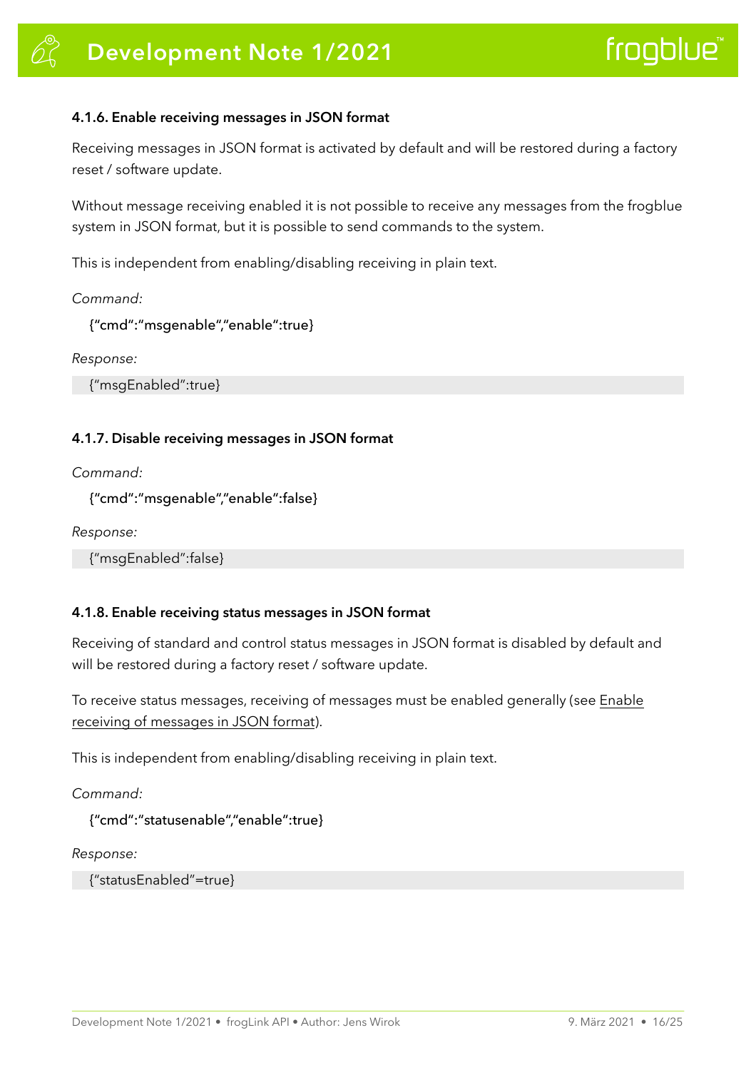#### 4.1.6. Enable receiving messages in JSON format

Receiving messages in JSON format is activated by default and will be restored during a factory reset / software update.

Without message receiving enabled it is not possible to receive any messages from the frogblue system in JSON format, but it is possible to send commands to the system.

This is independent from enabling/disabling receiving in plain text.

*Command:*

{"cmd":"msgenable","enable":true}

*Response:*

```
{"msgEnabled":true}
```

#### 4.1.7. Disable receiving messages in JSON format

*Command:*

{"cmd":"msgenable","enable":false}

*Response:*

```
{"msgEnabled":false}
```

#### 4.1.8. Enable receiving status messages in JSON format

Receiving of standard and control status messages in JSON format is disabled by default and will be restored during a factory reset / software update.

To receive status messages, receiving of messages must be enabled generally (see Enable receiving of messages in JSON format).

This is independent from enabling/disabling receiving in plain text.

*Command:*

{"cmd":"statusenable","enable":true}

*Response:*

```
{"statusEnabled"=true}
```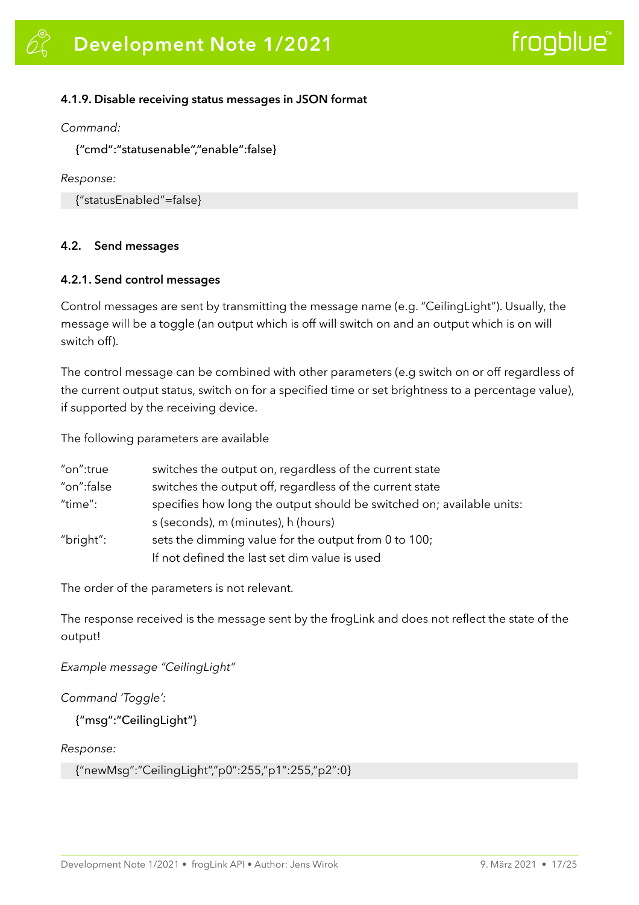#### 4.1.9. Disable receiving status messages in JSON format

*Command:*

```
{“cmd”:“statusenable“,“enable“:false}
```

*Response:*

```
{“statusEnabled”=false}
```

### 4.2. Send messages

#### 4.2.1. Send control messages

Control messages are sent by transmitting the message name (e.g. “CeilingLight”). Usually, the message will be a toggle (an output which is off will switch on and an output which is on will switch off).

The control message can be combined with other parameters (e.g switch on or off regardless of the current output status, switch on for a specified time or set brightness to a percentage value), if supported by the receiving device.

The following parameters are available

| | |
|---|---|
| ”on”:true | switches the output on, regardless of the current state |
| ”on”:false | switches the output off, regardless of the current state |
| ”time”: | specifies how long the output should be switched on; available units: s (seconds), m (minutes), h (hours) |
| ”bright”: | sets the dimming value for the output from 0 to 100; If not defined the last set dim value is used |

The order of the parameters is not relevant.

The response received is the message sent by the frogLink and does not reflect the state of the output!

*Example message “CeilingLight”*

*Command ‘Toggle’:*

```
{“msg“:“CeilingLight“}
```

*Response:*

```
{“newMsg”:“CeilingLight”,”p0”:255,”p1”:255,”p2”:0}
```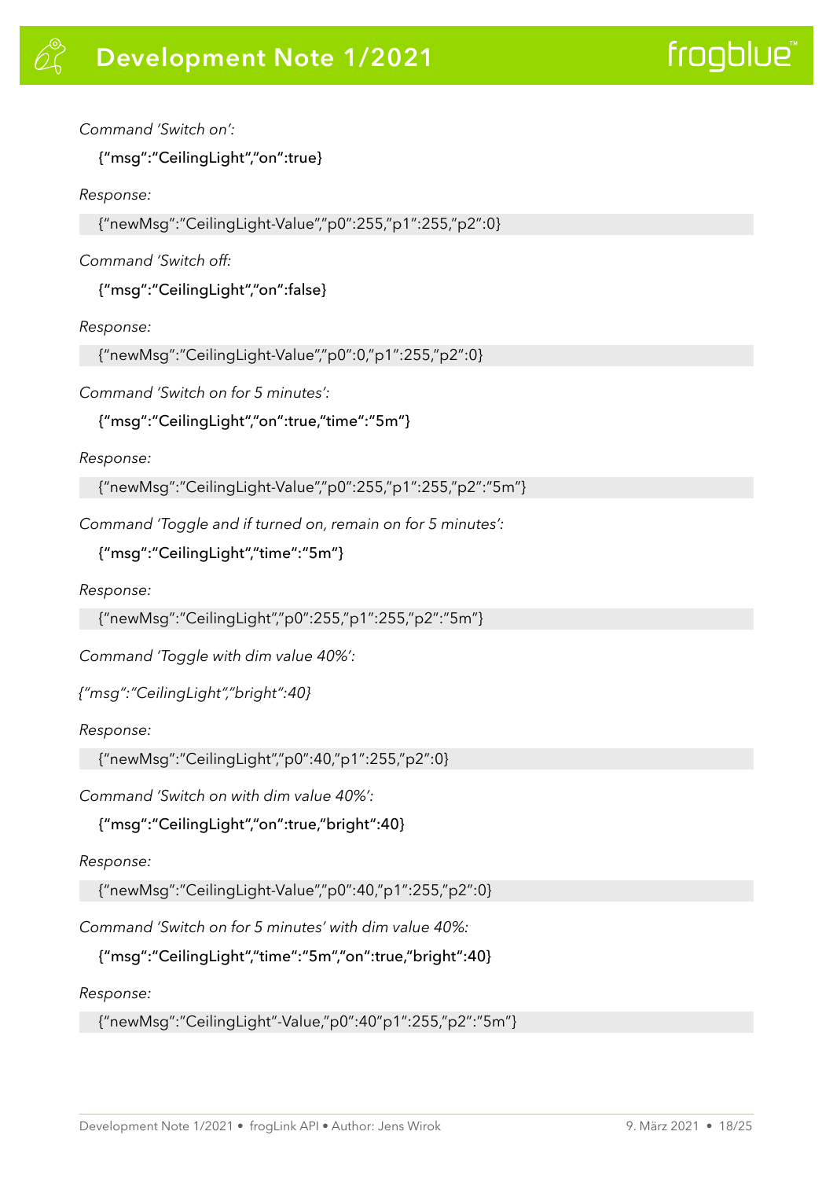*Command 'Switch on':*

```
{"msg":"CeilingLight","on":true}
```

*Response:*

```
{"newMsg":"CeilingLight-Value","p0":255,"p1":255,"p2":0}
```

*Command 'Switch off:*

```
{"msg":"CeilingLight","on":false}
```

*Response:*

```
{"newMsg":"CeilingLight-Value","p0":0,"p1":255,"p2":0}
```

*Command 'Switch on for 5 minutes':*

```
{"msg":"CeilingLight","on":true,"time":"5m"}
```

*Response:*

```
{"newMsg":"CeilingLight-Value","p0":255,"p1":255,"p2":"5m"}
```

*Command 'Toggle and if turned on, remain on for 5 minutes':*

```
{"msg":"CeilingLight","time":"5m"}
```

*Response:*

```
{"newMsg":"CeilingLight","p0":255,"p1":255,"p2":"5m"}
```

*Command 'Toggle with dim value 40%':*

*{"msg":"CeilingLight","bright":40}*

*Response:*

```
{"newMsg":"CeilingLight","p0":40,"p1":255,"p2":0}
```

*Command 'Switch on with dim value 40%':*

```
{"msg":"CeilingLight","on":true,"bright":40}
```

*Response:*

```
{"newMsg":"CeilingLight-Value","p0":40,"p1":255,"p2":0}
```

*Command 'Switch on for 5 minutes' with dim value 40%:*

```
{"msg":"CeilingLight","time":"5m","on":true,"bright":40}
```

*Response:*

```
{"newMsg":"CeilingLight"-Value,"p0":40"p1":255,"p2":"5m"}
```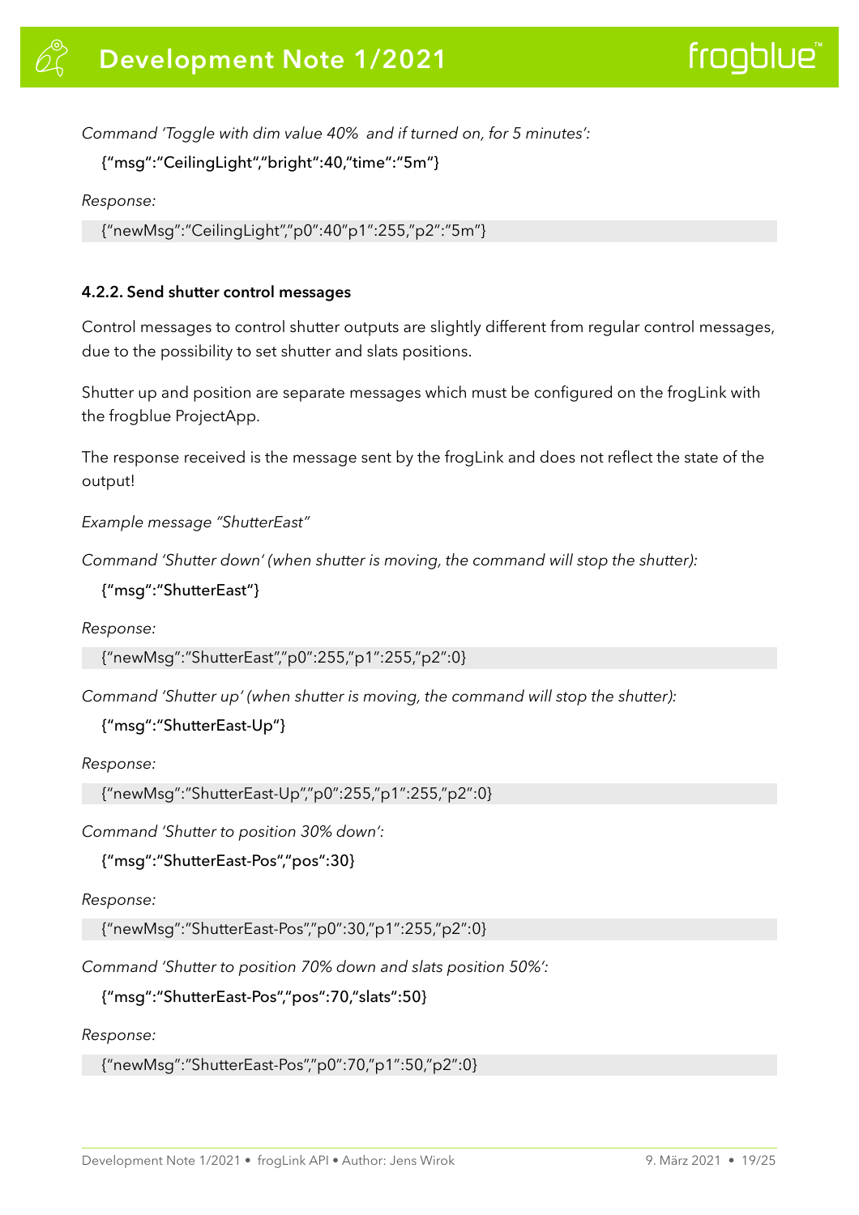*Command 'Toggle with dim value 40%  and if turned on, for 5 minutes':*

```
{"msg":"CeilingLight","bright":40,"time":"5m"}
```

*Response:*

```
{"newMsg":"CeilingLight","p0":40"p1":255,"p2":"5m"}
```

### 4.2.2. Send shutter control messages

Control messages to control shutter outputs are slightly different from regular control messages, due to the possibility to set shutter and slats positions.

Shutter up and position are separate messages which must be configured on the frogLink with the frogblue ProjectApp.

The response received is the message sent by the frogLink and does not reflect the state of the output!

*Example message "ShutterEast"*

*Command 'Shutter down' (when shutter is moving, the command will stop the shutter):*

```
{"msg":"ShutterEast"}
```

*Response:*

```
{"newMsg":"ShutterEast","p0":255,"p1":255,"p2":0}
```

*Command 'Shutter up' (when shutter is moving, the command will stop the shutter):*

```
{"msg":"ShutterEast-Up"}
```

*Response:*

```
{"newMsg":"ShutterEast-Up","p0":255,"p1":255,"p2":0}
```

*Command 'Shutter to position 30% down':*

```
{"msg":"ShutterEast-Pos","pos":30}
```

*Response:*

```
{"newMsg":"ShutterEast-Pos","p0":30,"p1":255,"p2":0}
```

*Command 'Shutter to position 70% down and slats position 50%':*

```
{"msg":"ShutterEast-Pos","pos":70,"slats":50}
```

*Response:*

```
{"newMsg":"ShutterEast-Pos","p0":70,"p1":50,"p2":0}
```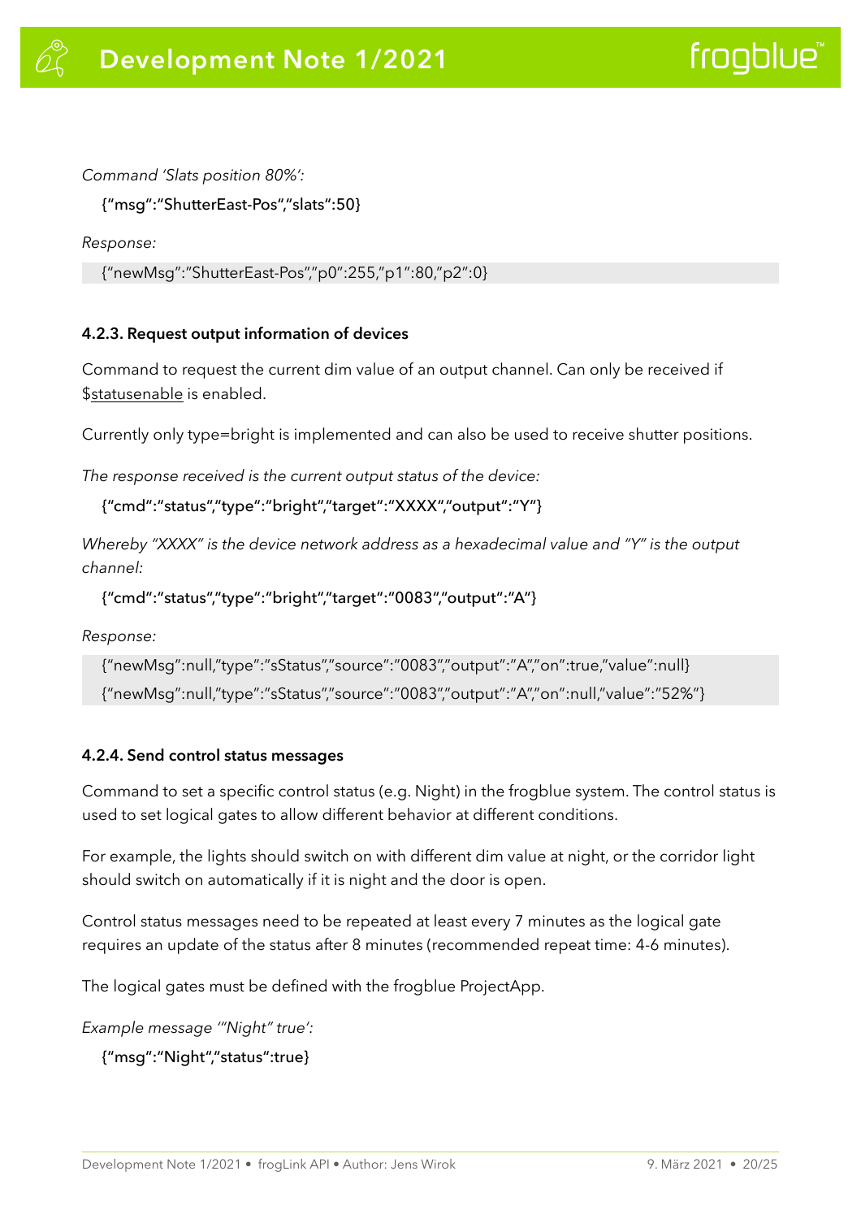*Command 'Slats position 80%':*

```
{"msg":"ShutterEast-Pos","slats":50}
```

*Response:*

```
{"newMsg":"ShutterEast-Pos","p0":255,"p1":80,"p2":0}
```

#### 4.2.3. Request output information of devices

Command to request the current dim value of an output channel. Can only be received if $statusenable is enabled.

Currently only type=bright is implemented and can also be used to receive shutter positions.

*The response received is the current output status of the device:*

```
{"cmd":"status","type":"bright","target":"XXXX","output":"Y"}
```

*Whereby "XXXX" is the device network address as a hexadecimal value and "Y" is the output channel:*

```
{"cmd":"status","type":"bright","target":"0083","output":"A"}
```

*Response:*

```
{"newMsg":null,"type":"sStatus","source":"0083","output":"A","on":true,"value":null}
{"newMsg":null,"type":"sStatus","source":"0083","output":"A","on":null,"value":"52%"}
```

#### 4.2.4. Send control status messages

Command to set a specific control status (e.g. Night) in the frogblue system. The control status is used to set logical gates to allow different behavior at different conditions.

For example, the lights should switch on with different dim value at night, or the corridor light should switch on automatically if it is night and the door is open.

Control status messages need to be repeated at least every 7 minutes as the logical gate requires an update of the status after 8 minutes (recommended repeat time: 4-6 minutes).

The logical gates must be defined with the frogblue ProjectApp.

*Example message '"Night" true':*

```
{"msg":"Night","status":true}
```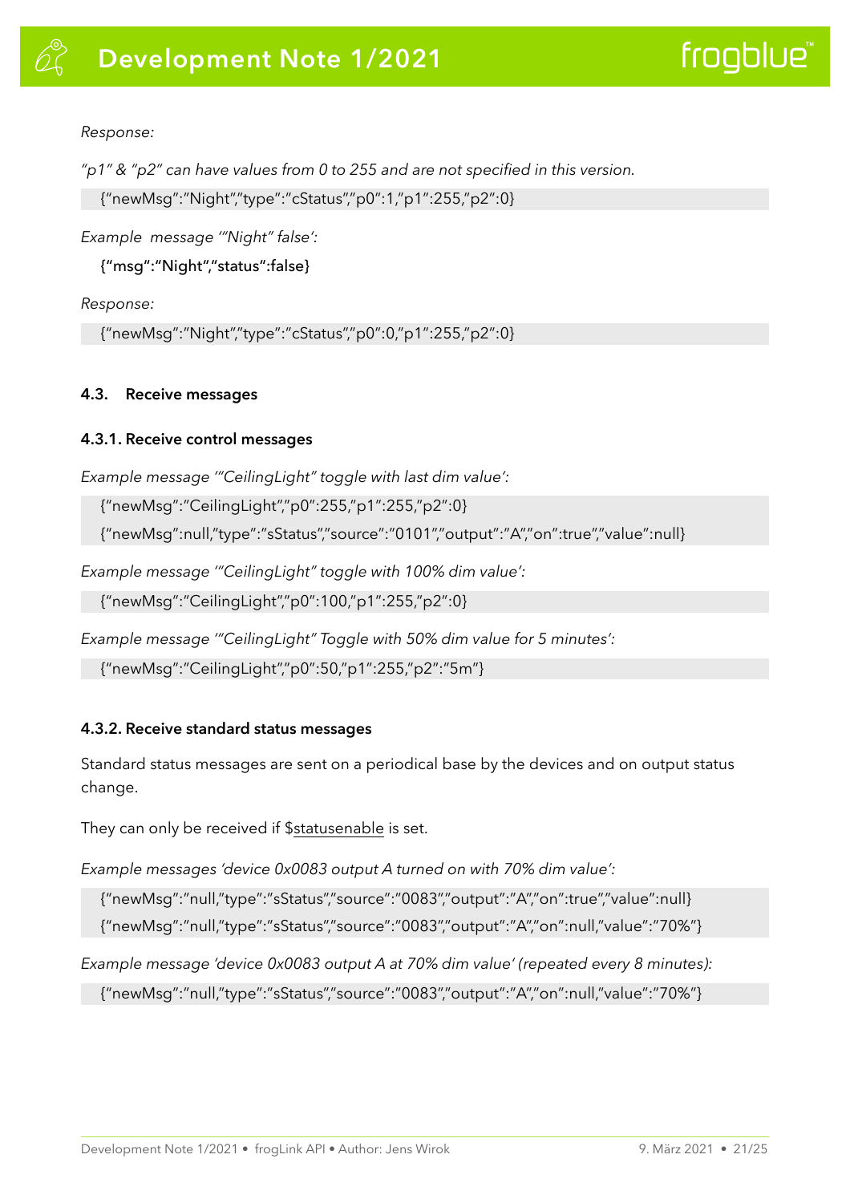*Response:*

*"p1" & "p2" can have values from 0 to 255 and are not specified in this version.*

```
{"newMsg":"Night","type":"cStatus","p0":1,"p1":255,"p2":0}
```

*Example message '"Night" false':*

**{"msg":"Night","status":false}**

*Response:*

```
{"newMsg":"Night","type":"cStatus","p0":0,"p1":255,"p2":0}
```

### 4.3. Receive messages

#### 4.3.1. Receive control messages

*Example message '"CeilingLight" toggle with last dim value':*

```
{"newMsg":"CeilingLight","p0":255,"p1":255,"p2":0}
{"newMsg":null,"type":"sStatus","source":"0101","output":"A","on":true","value":null}
```

*Example message '"CeilingLight" toggle with 100% dim value':*

```
{"newMsg":"CeilingLight","p0":100,"p1":255,"p2":0}
```

*Example message '"CeilingLight" Toggle with 50% dim value for 5 minutes':*

```
{"newMsg":"CeilingLight","p0":50,"p1":255,"p2":"5m"}
```

#### 4.3.2. Receive standard status messages

Standard status messages are sent on a periodical base by the devices and on output status change.

They can only be received if $statusenable is set.

*Example messages 'device 0x0083 output A turned on with 70% dim value':*

```
{"newMsg":"null,"type":"sStatus","source":"0083","output":"A","on":true","value":null}
{"newMsg":"null,"type":"sStatus","source":"0083","output":"A","on":null,"value":"70%"}
```

*Example message 'device 0x0083 output A at 70% dim value' (repeated every 8 minutes):*

```
{"newMsg":"null,"type":"sStatus","source":"0083","output":"A","on":null,"value":"70%"}
```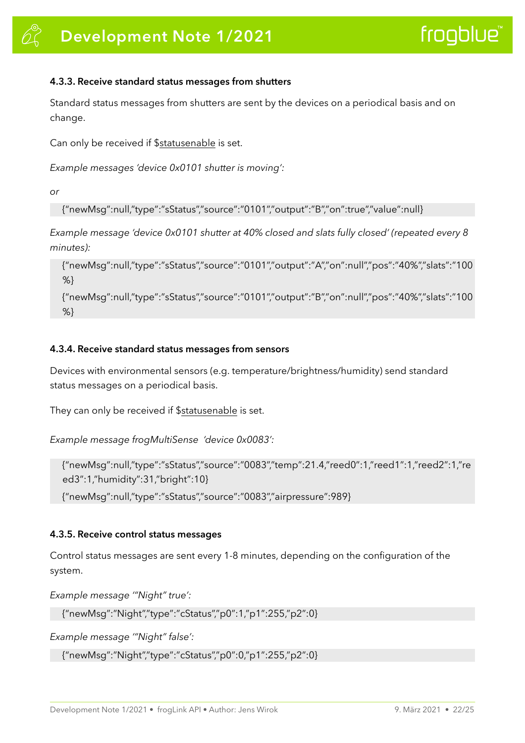#### 4.3.3. Receive standard status messages from shutters

Standard status messages from shutters are sent by the devices on a periodical basis and on change.

Can only be received if $statusenable is set.

*Example messages 'device 0x0101 shutter is moving':*

*or*

```
{"newMsg":null,"type":"sStatus","source":"0101","output":"B","on":true,"value":null}
```

*Example message 'device 0x0101 shutter at 40% closed and slats fully closed' (repeated every 8 minutes):*

```
{"newMsg":null,"type":"sStatus","source":"0101","output":"A","on":null,"pos":"40%","slats":"100%}
{"newMsg":null,"type":"sStatus","source":"0101","output":"B","on":null,"pos":"40%","slats":"100%}
```

#### 4.3.4. Receive standard status messages from sensors

Devices with environmental sensors (e.g. temperature/brightness/humidity) send standard status messages on a periodical basis.

They can only be received if $statusenable is set.

*Example message frogMultiSense 'device 0x0083':*

```
{"newMsg":null,"type":"sStatus","source":"0083","temp":21.4,"reed0":1,"reed1":1,"reed2":1,"reed3":1,"humidity":31,"bright":10}
{"newMsg":null,"type":"sStatus","source":"0083","airpressure":989}
```

#### 4.3.5. Receive control status messages

Control status messages are sent every 1-8 minutes, depending on the configuration of the system.

*Example message '"Night" true':*

```
{"newMsg":"Night","type":"cStatus","p0":1,"p1":255,"p2":0}
```

*Example message '"Night" false':*

```
{"newMsg":"Night","type":"cStatus","p0":0,"p1":255,"p2":0}
```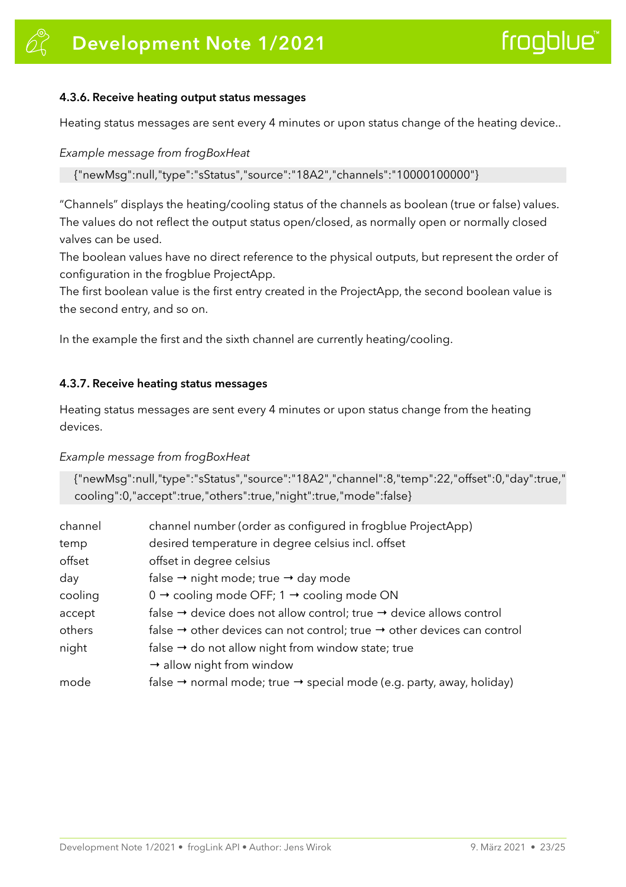#### 4.3.6. Receive heating output status messages

Heating status messages are sent every 4 minutes or upon status change of the heating device..

*Example message from frogBoxHeat*

```
{"newMsg":null,"type":"sStatus","source":"18A2","channels":"10000100000"}
```

“Channels” displays the heating/cooling status of the channels as boolean (true or false) values. The values do not reflect the output status open/closed, as normally open or normally closed valves can be used.
The boolean values have no direct reference to the physical outputs, but represent the order of configuration in the frogblue ProjectApp.
The first boolean value is the first entry created in the ProjectApp, the second boolean value is the second entry, and so on.

In the example the first and the sixth channel are currently heating/cooling.

#### 4.3.7. Receive heating status messages

Heating status messages are sent every 4 minutes or upon status change from the heating devices.

*Example message from frogBoxHeat*

```
{"newMsg":null,"type":"sStatus","source":"18A2","channel":8,"temp":22,"offset":0,"day":true,"cooling":0,"accept":true,"others":true,"night":true,"mode":false}
```

| | |
|---|---|
| channel | channel number (order as configured in frogblue ProjectApp) |
| temp | desired temperature in degree celsius incl. offset |
| offset | offset in degree celsius |
| day | false → night mode; true → day mode |
| cooling | 0 → cooling mode OFF; 1 → cooling mode ON |
| accept | false → device does not allow control; true → device allows control |
| others | false → other devices can not control; true → other devices can control |
| night | false → do not allow night from window state; true → allow night from window |
| mode | false → normal mode; true → special mode (e.g. party, away, holiday) |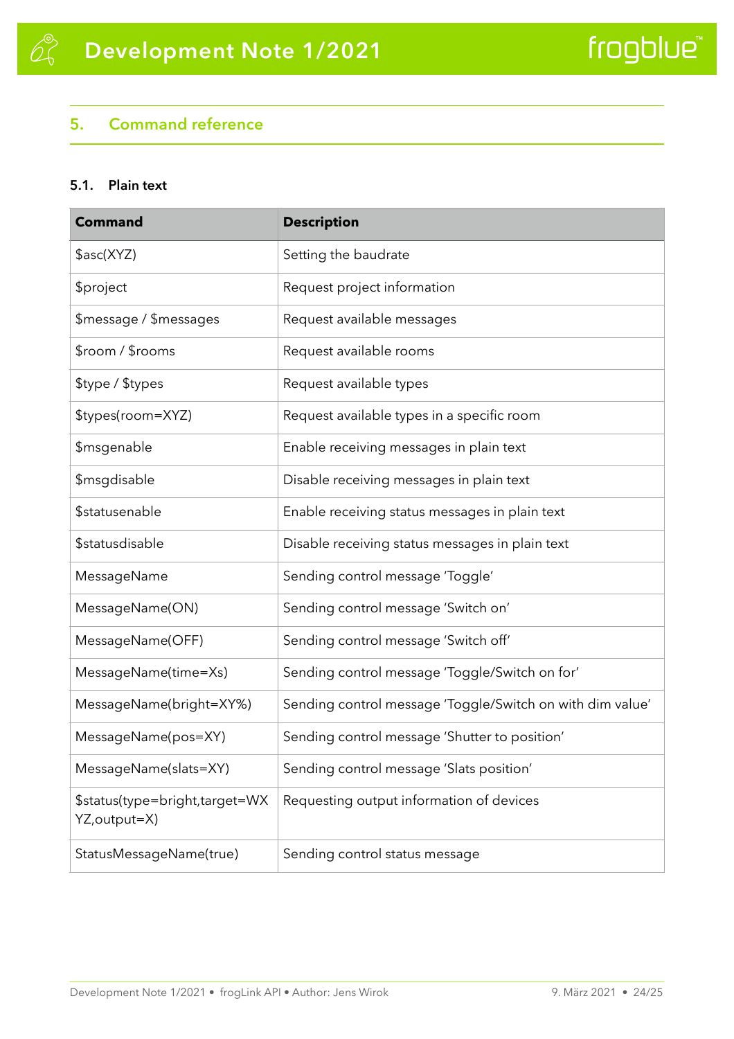## 5. Command reference

### 5.1. Plain text

| Command | Description |
|---|---|
| $asc(XYZ) | Setting the baudrate |
| $project | Request project information |
| $message / $messages | Request available messages |
| $room / $rooms | Request available rooms |
| $type / $types | Request available types |
| $types(room=XYZ) | Request available types in a specific room |
| $msgenable | Enable receiving messages in plain text |
| $msgdisable | Disable receiving messages in plain text |
| $statusenable | Enable receiving status messages in plain text |
| $statusdisable | Disable receiving status messages in plain text |
| MessageName | Sending control message 'Toggle' |
| MessageName(ON) | Sending control message 'Switch on' |
| MessageName(OFF) | Sending control message 'Switch off' |
| MessageName(time=Xs) | Sending control message 'Toggle/Switch on for' |
| MessageName(bright=XY%) | Sending control message 'Toggle/Switch on with dim value' |
| MessageName(pos=XY) | Sending control message 'Shutter to position' |
| MessageName(slats=XY) | Sending control message 'Slats position' |
| $status(type=bright,target=WXYZ,output=X) | Requesting output information of devices |
| StatusMessageName(true) | Sending control status message |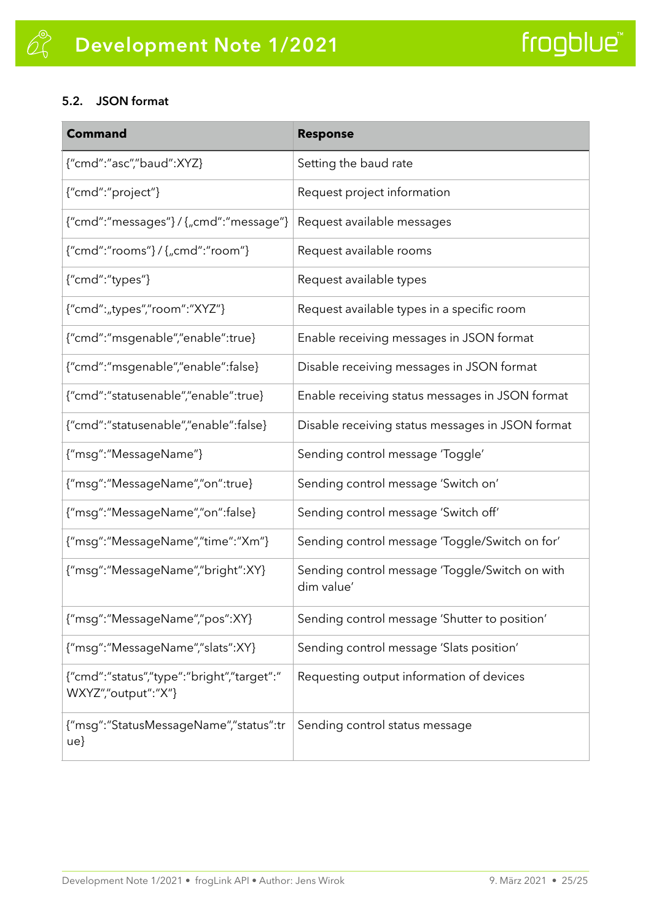### 5.2. JSON format

| Command | Response |
|---|---|
| {"cmd":"asc","baud":XYZ} | Setting the baud rate |
| {"cmd":"project"} | Request project information |
| {"cmd":"messages"} / {„cmd":"message"} | Request available messages |
| {"cmd":"rooms"} / {„cmd":"room"} | Request available rooms |
| {"cmd":"types"} | Request available types |
| {"cmd":„types","room":"XYZ"} | Request available types in a specific room |
| {"cmd":"msgenable","enable":true} | Enable receiving messages in JSON format |
| {"cmd":"msgenable","enable":false} | Disable receiving messages in JSON format |
| {"cmd":"statusenable","enable":true} | Enable receiving status messages in JSON format |
| {"cmd":"statusenable","enable":false} | Disable receiving status messages in JSON format |
| {"msg":"MessageName"} | Sending control message 'Toggle' |
| {"msg":"MessageName","on":true} | Sending control message 'Switch on' |
| {"msg":"MessageName","on":false} | Sending control message 'Switch off' |
| {"msg":"MessageName","time":"Xm"} | Sending control message 'Toggle/Switch on for' |
| {"msg":"MessageName","bright":XY} | Sending control message 'Toggle/Switch on with dim value' |
| {"msg":"MessageName","pos":XY} | Sending control message 'Shutter to position' |
| {"msg":"MessageName","slats":XY} | Sending control message 'Slats position' |
| {"cmd":"status","type":"bright","target":"WXYZ","output":"X"} | Requesting output information of devices |
| {"msg":"StatusMessageName","status":true} | Sending control status message |